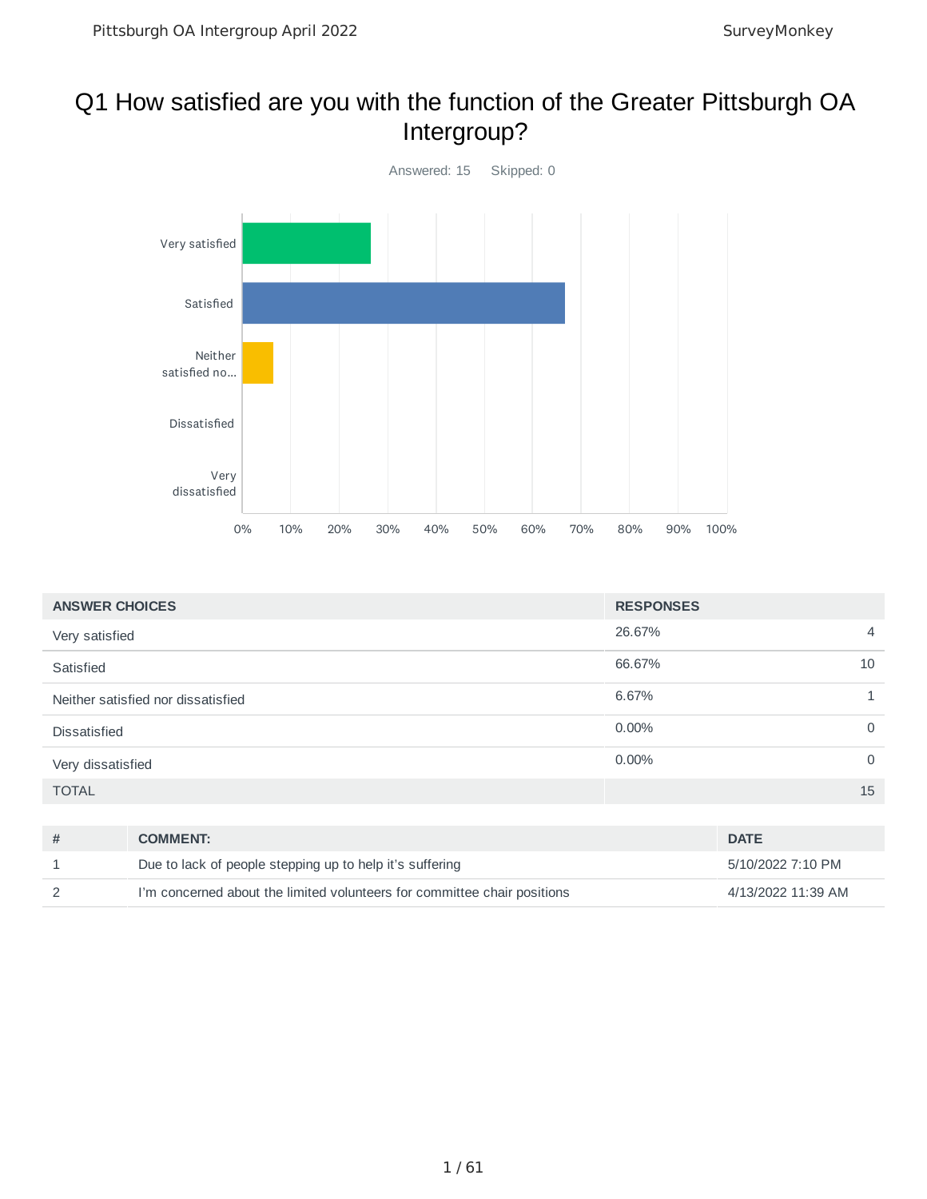# Q1 How satisfied are you with the function of the Greater Pittsburgh OA Intergroup?

Answered: 15 Skipped: 0

| ANSWER CHOICES | RESPONSES | |
|---|---|---|
| Very satisfied | 26.67% | 4 |
| Satisfied | 66.67% | 10 |
| Neither satisfied nor dissatisfied | 6.67% | 1 |
| Dissatisfied | 0.00% | 0 |
| Very dissatisfied | 0.00% | 0 |
| TOTAL | | 15 |

| # | COMMENT: | DATE |
|---|---|---|
| 1 | Due to lack of people stepping up to help it's suffering | 5/10/2022 7:10 PM |
| 2 | I'm concerned about the limited volunteers for committee chair positions | 4/13/2022 11:39 AM |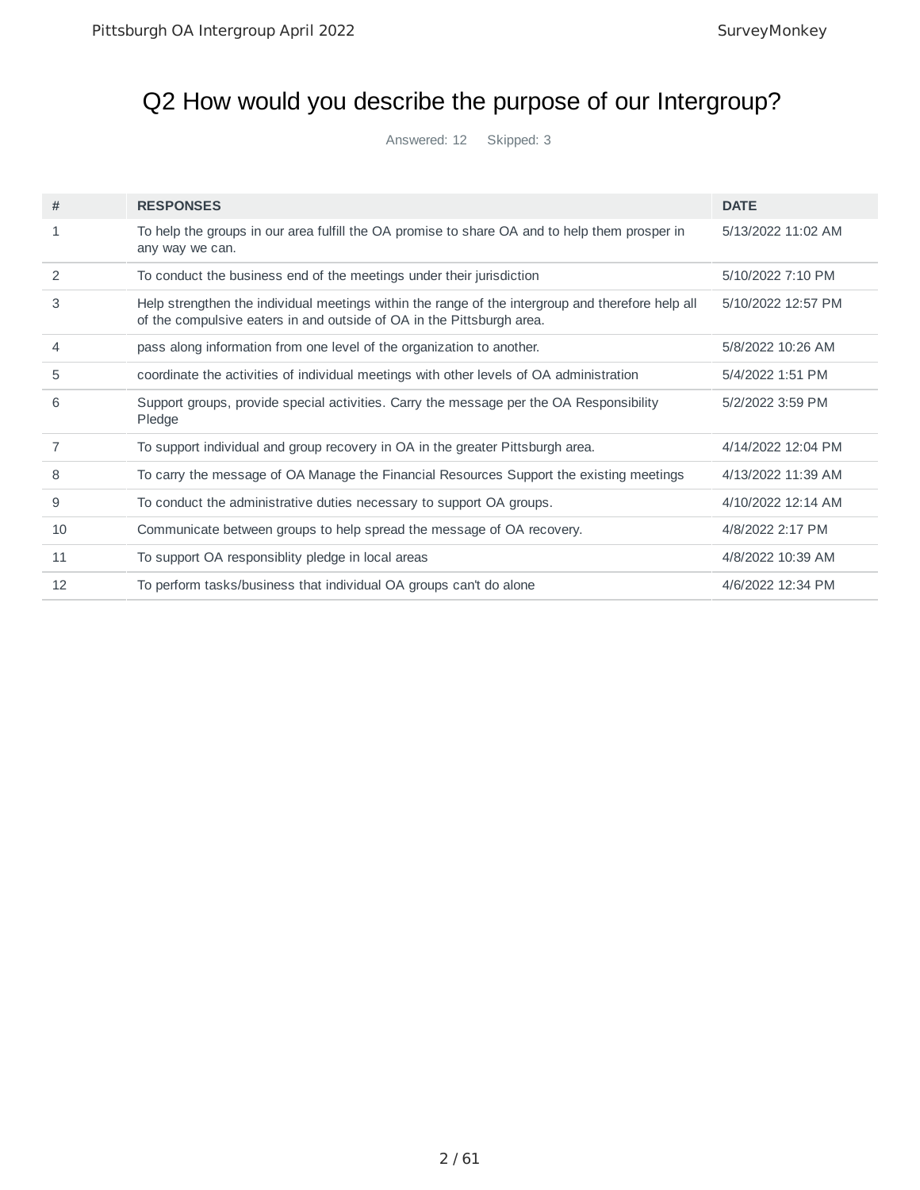## Q2 How would you describe the purpose of our Intergroup?

Answered: 12 Skipped: 3

| # | RESPONSES | DATE |
|---|---|---|
| 1 | To help the groups in our area fulfill the OA promise to share OA and to help them prosper in any way we can. | 5/13/2022 11:02 AM |
| 2 | To conduct the business end of the meetings under their jurisdiction | 5/10/2022 7:10 PM |
| 3 | Help strengthen the individual meetings within the range of the intergroup and therefore help all of the compulsive eaters in and outside of OA in the Pittsburgh area. | 5/10/2022 12:57 PM |
| 4 | pass along information from one level of the organization to another. | 5/8/2022 10:26 AM |
| 5 | coordinate the activities of individual meetings with other levels of OA administration | 5/4/2022 1:51 PM |
| 6 | Support groups, provide special activities. Carry the message per the OA Responsibility Pledge | 5/2/2022 3:59 PM |
| 7 | To support individual and group recovery in OA in the greater Pittsburgh area. | 4/14/2022 12:04 PM |
| 8 | To carry the message of OA Manage the Financial Resources Support the existing meetings | 4/13/2022 11:39 AM |
| 9 | To conduct the administrative duties necessary to support OA groups. | 4/10/2022 12:14 AM |
| 10 | Communicate between groups to help spread the message of OA recovery. | 4/8/2022 2:17 PM |
| 11 | To support OA responsiblity pledge in local areas | 4/8/2022 10:39 AM |
| 12 | To perform tasks/business that individual OA groups can't do alone | 4/6/2022 12:34 PM |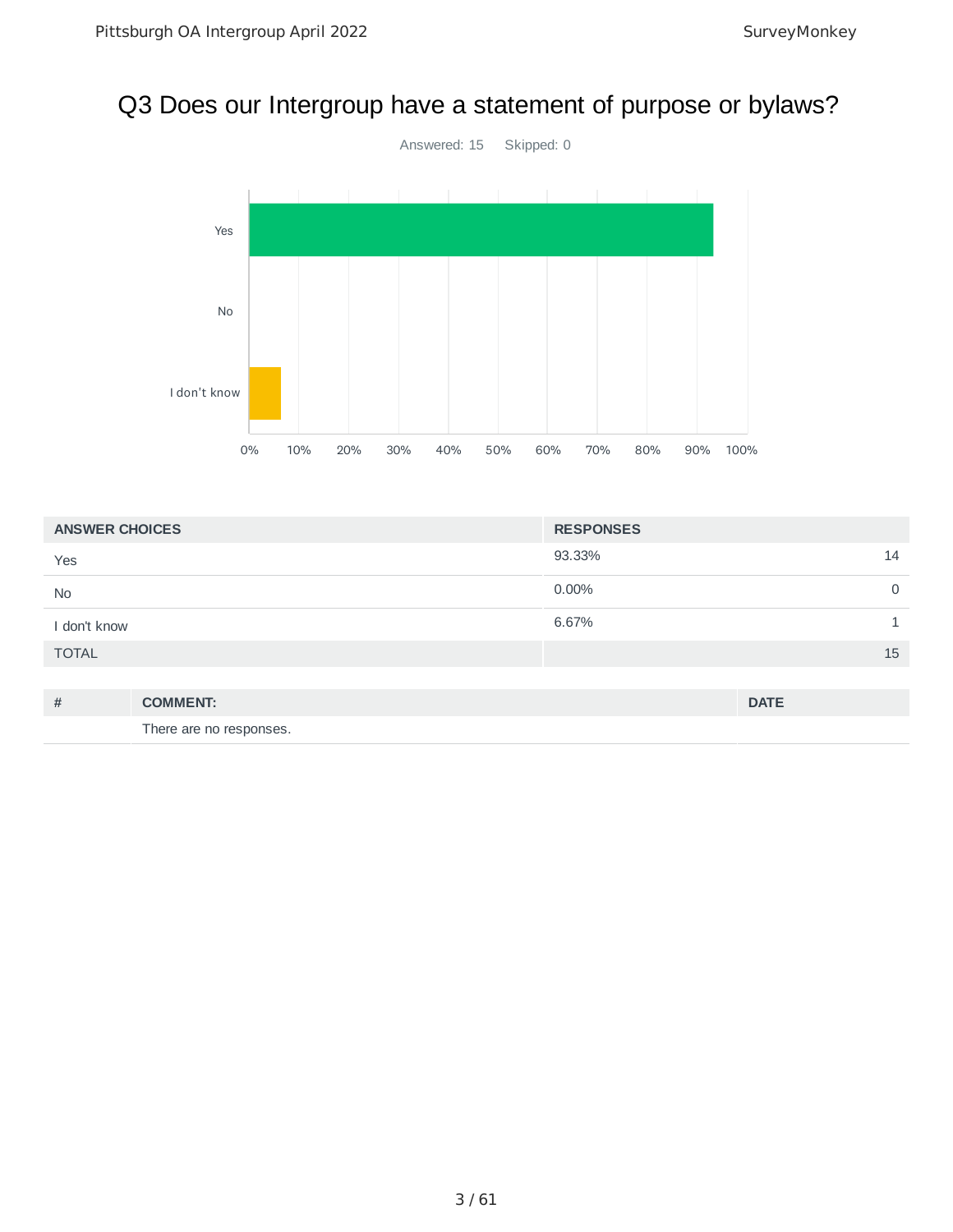# Q3 Does our Intergroup have a statement of purpose or bylaws?

Answered: 15 Skipped: 0

| ANSWER CHOICES | RESPONSES | |
|---|---|---|
| Yes | 93.33% | 14 |
| No | 0.00% | 0 |
| I don't know | 6.67% | 1 |
| TOTAL | | 15 |

| # | COMMENT: | DATE |
|---|---|---|
| | There are no responses. | |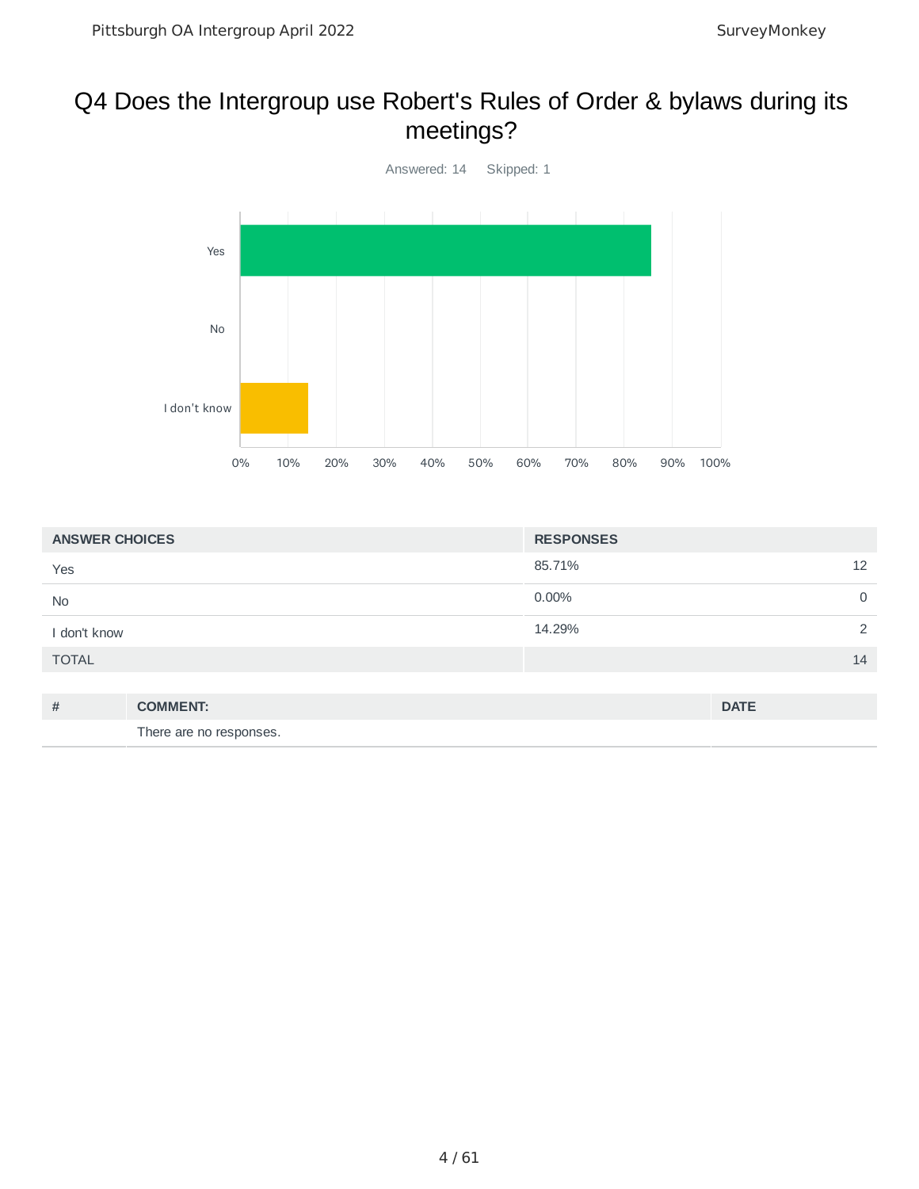# Q4 Does the Intergroup use Robert's Rules of Order & bylaws during its meetings?

Answered: 14    Skipped: 1

| ANSWER CHOICES | RESPONSES | |
|---|---|---|
| Yes | 85.71% | 12 |
| No | 0.00% | 0 |
| I don't know | 14.29% | 2 |
| TOTAL | | 14 |

| # | COMMENT: | DATE |
|---|---|---|
| | There are no responses. | |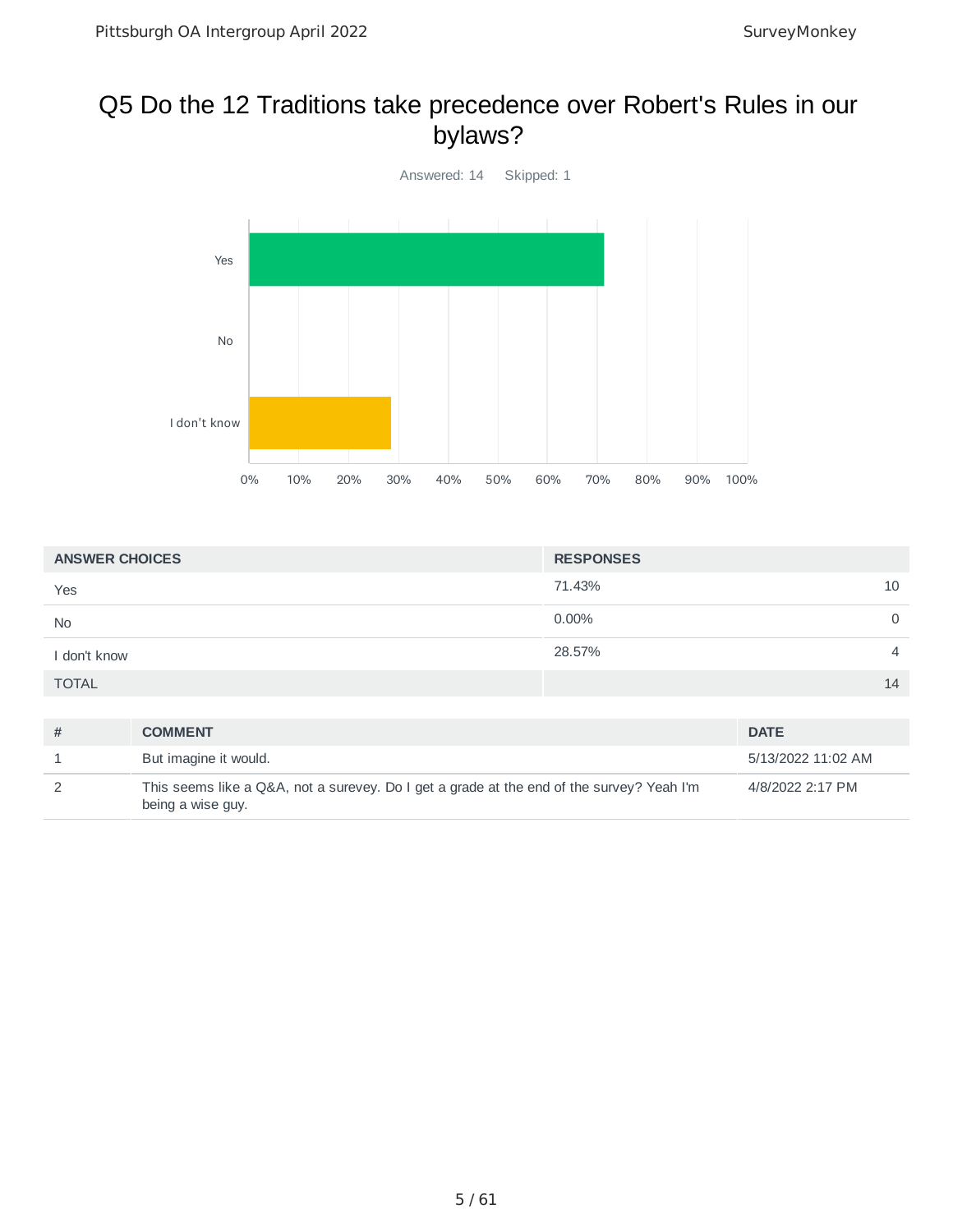# Q5 Do the 12 Traditions take precedence over Robert's Rules in our bylaws?

Answered: 14 Skipped: 1

| ANSWER CHOICES | RESPONSES | |
|---|---|---|
| Yes | 71.43% | 10 |
| No | 0.00% | 0 |
| I don't know | 28.57% | 4 |
| TOTAL | | 14 |

| # | COMMENT | DATE |
|---|---|---|
| 1 | But imagine it would. | 5/13/2022 11:02 AM |
| 2 | This seems like a Q&A, not a surevey. Do I get a grade at the end of the survey? Yeah I'm being a wise guy. | 4/8/2022 2:17 PM |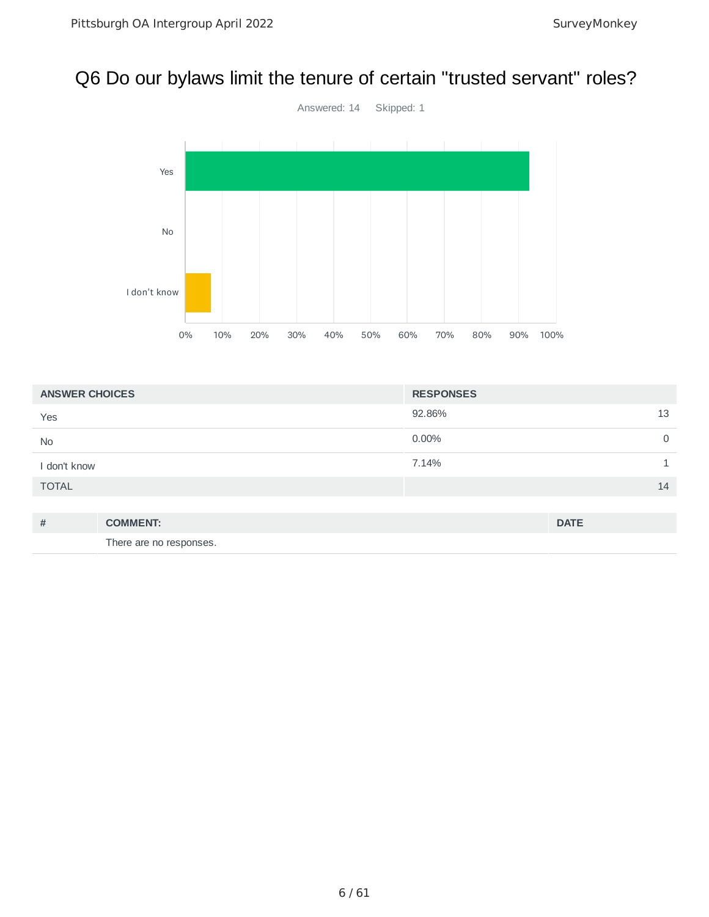# Q6 Do our bylaws limit the tenure of certain "trusted servant" roles?

Answered: 14 Skipped: 1

| ANSWER CHOICES | RESPONSES | |
|---|---|---|
| Yes | 92.86% | 13 |
| No | 0.00% | 0 |
| I don't know | 7.14% | 1 |
| TOTAL | | 14 |

| # | COMMENT: | DATE |
|---|---|---|
| | There are no responses. | |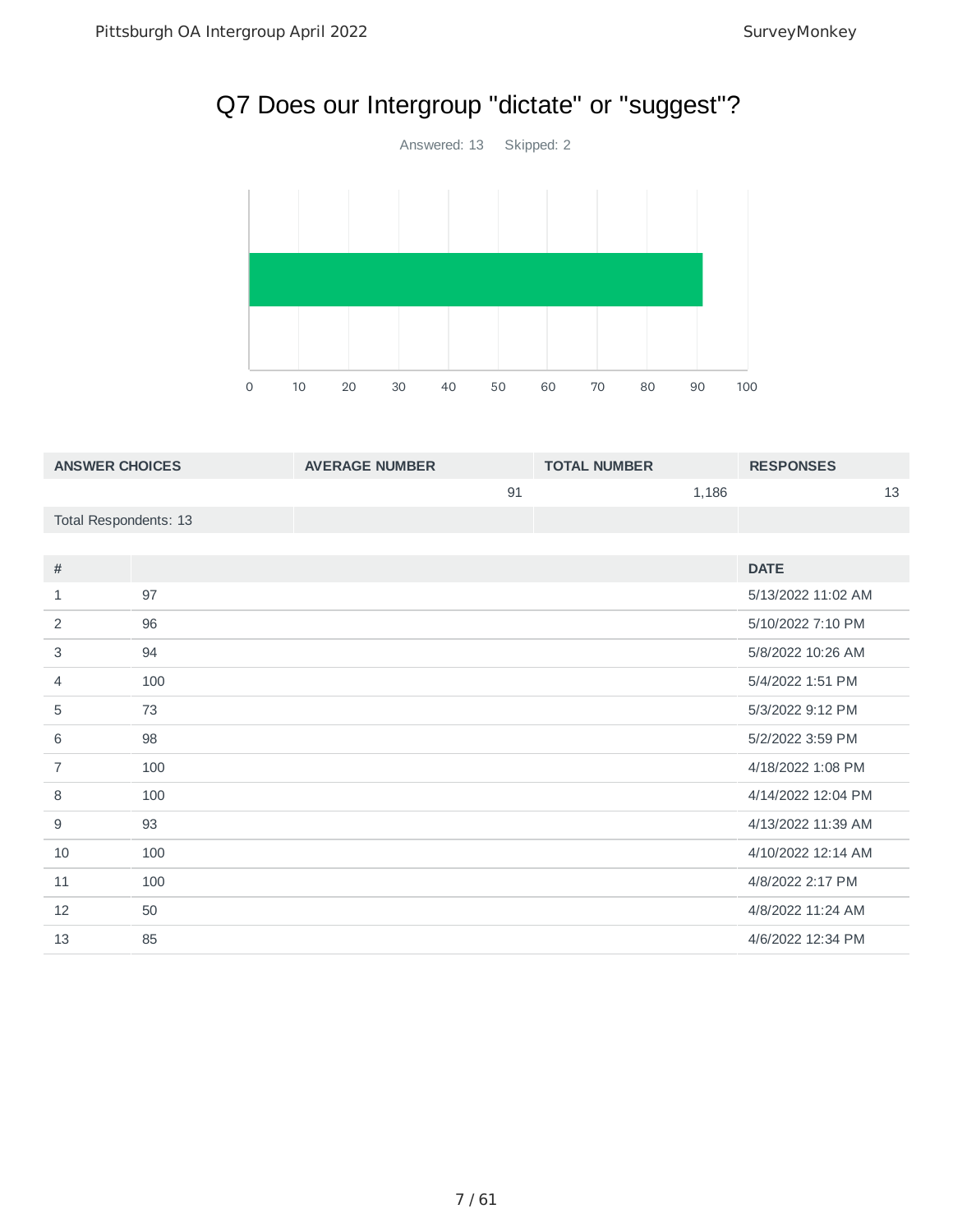# Q7 Does our Intergroup "dictate" or "suggest"?

Answered: 13 Skipped: 2

| ANSWER CHOICES | AVERAGE NUMBER | TOTAL NUMBER | RESPONSES |
|---|---|---|---|
| | 91 | 1,186 | 13 |
| Total Respondents: 13 | | | |

| # | | DATE |
|---|---|---|
| 1 | 97 | 5/13/2022 11:02 AM |
| 2 | 96 | 5/10/2022 7:10 PM |
| 3 | 94 | 5/8/2022 10:26 AM |
| 4 | 100 | 5/4/2022 1:51 PM |
| 5 | 73 | 5/3/2022 9:12 PM |
| 6 | 98 | 5/2/2022 3:59 PM |
| 7 | 100 | 4/18/2022 1:08 PM |
| 8 | 100 | 4/14/2022 12:04 PM |
| 9 | 93 | 4/13/2022 11:39 AM |
| 10 | 100 | 4/10/2022 12:14 AM |
| 11 | 100 | 4/8/2022 2:17 PM |
| 12 | 50 | 4/8/2022 11:24 AM |
| 13 | 85 | 4/6/2022 12:34 PM |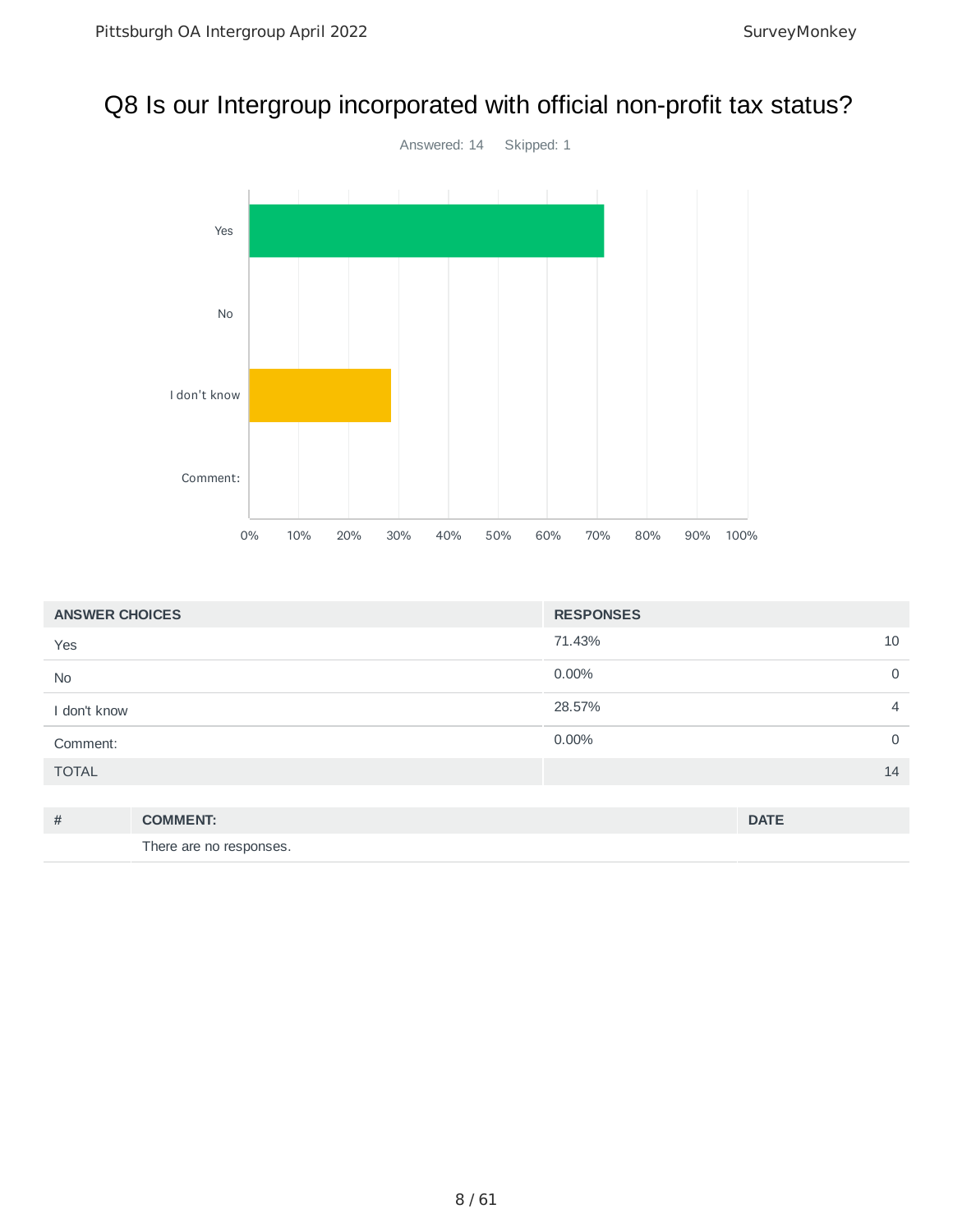## Q8 Is our Intergroup incorporated with official non-profit tax status?

Answered: 14 Skipped: 1

| ANSWER CHOICES | RESPONSES | |
|---|---|---|
| Yes | 71.43% | 10 |
| No | 0.00% | 0 |
| I don't know | 28.57% | 4 |
| Comment: | 0.00% | 0 |
| TOTAL | | 14 |

| # | COMMENT: | DATE |
|---|---|---|
| | There are no responses. | |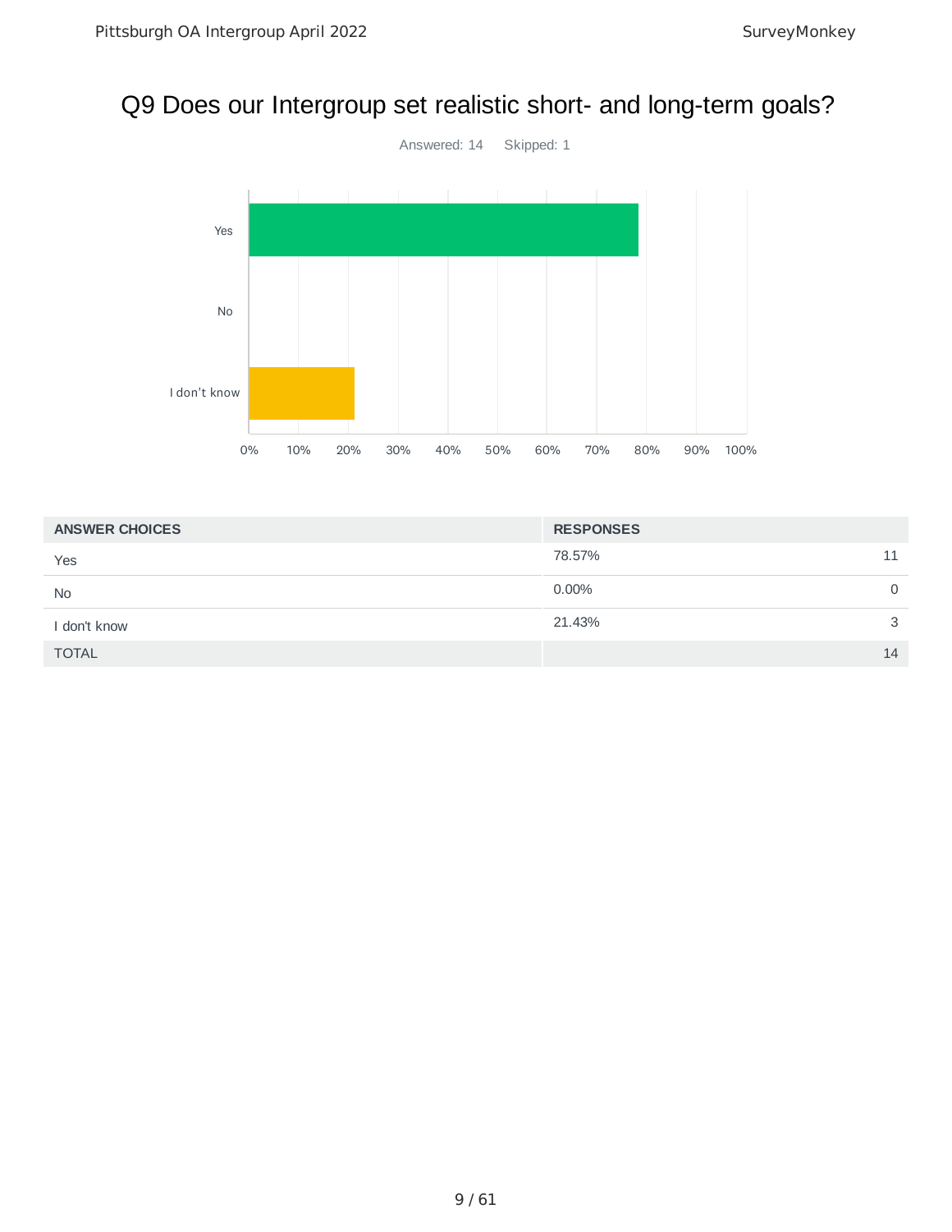## Q9 Does our Intergroup set realistic short- and long-term goals?

Answered: 14 Skipped: 1

| ANSWER CHOICES | RESPONSES | |
|---|---|---|
| Yes | 78.57% | 11 |
| No | 0.00% | 0 |
| I don't know | 21.43% | 3 |
| TOTAL | | 14 |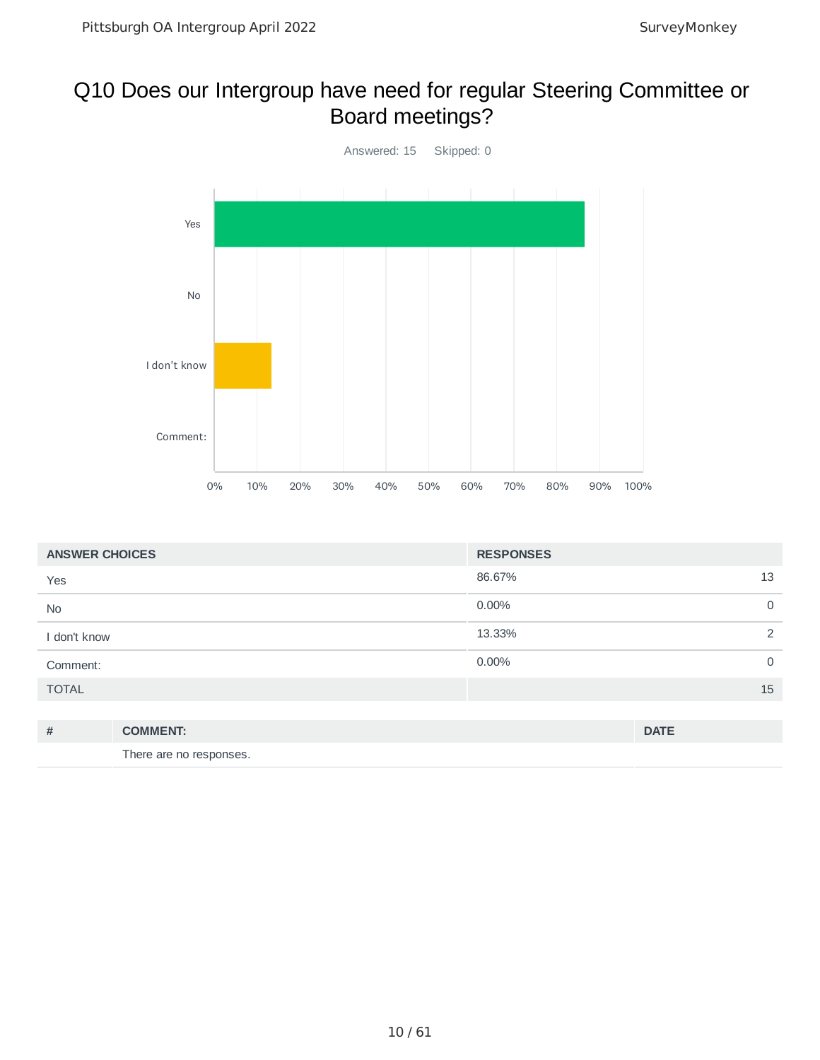# Q10 Does our Intergroup have need for regular Steering Committee or Board meetings?

Answered: 15 Skipped: 0

| ANSWER CHOICES | RESPONSES | |
|---|---|---|
| Yes | 86.67% | 13 |
| No | 0.00% | 0 |
| I don't know | 13.33% | 2 |
| Comment: | 0.00% | 0 |
| TOTAL | | 15 |

| # | COMMENT: | DATE |
|---|---|---|
| | There are no responses. | |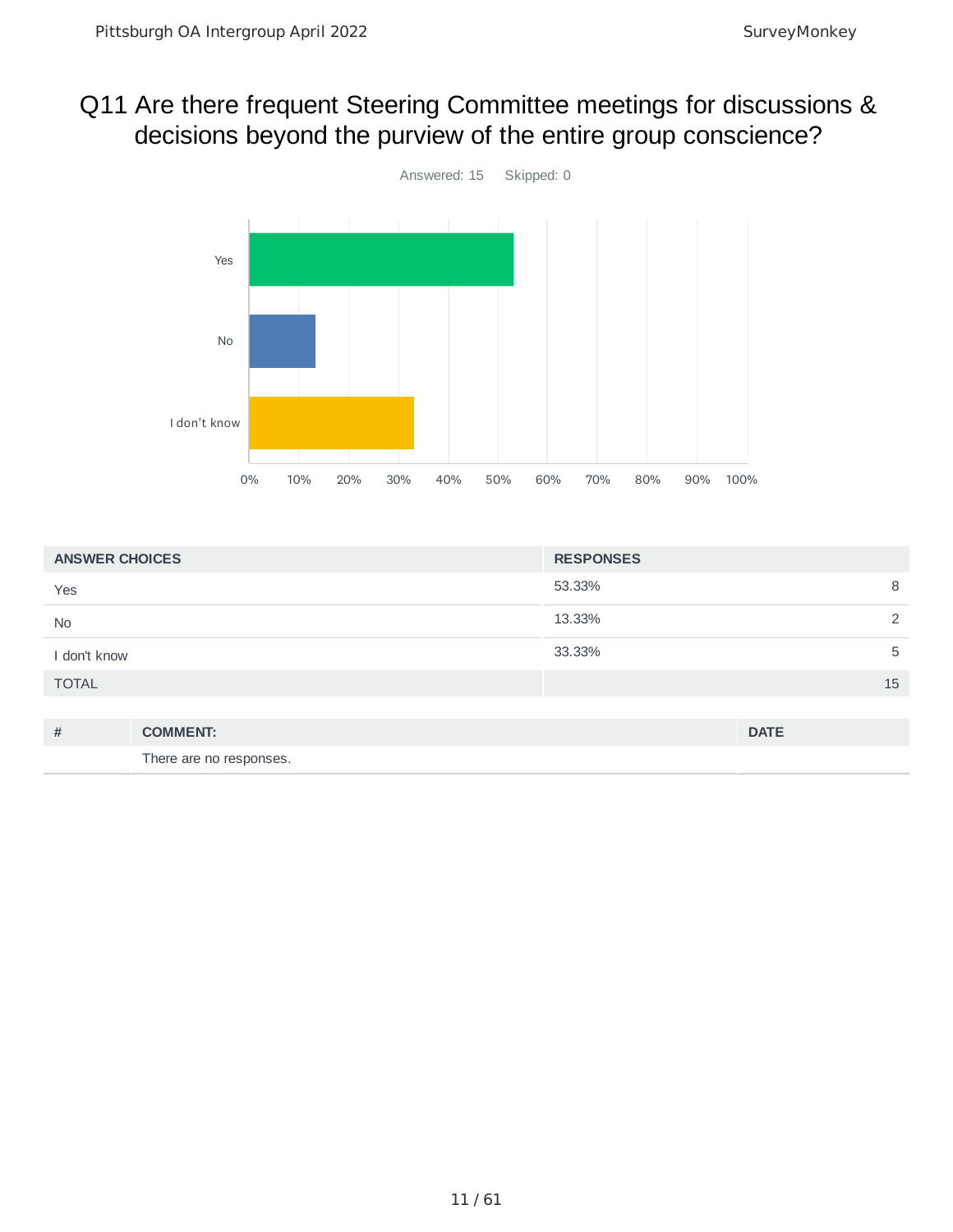# Q11 Are there frequent Steering Committee meetings for discussions & decisions beyond the purview of the entire group conscience?

Answered: 15    Skipped: 0

| ANSWER CHOICES | RESPONSES | |
|---|---|---|
| Yes | 53.33% | 8 |
| No | 13.33% | 2 |
| I don't know | 33.33% | 5 |
| TOTAL | | 15 |

| # | COMMENT: | DATE |
|---|---|---|
| | There are no responses. | |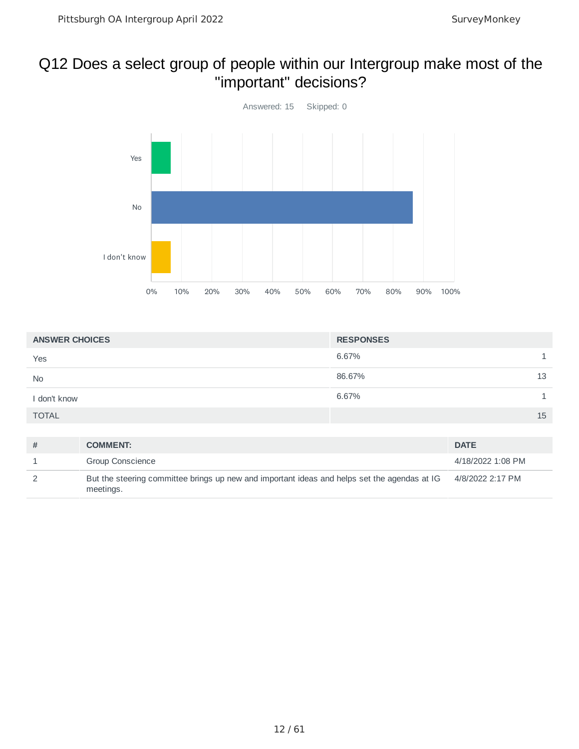# Q12 Does a select group of people within our Intergroup make most of the "important" decisions?

Answered: 15 Skipped: 0

| ANSWER CHOICES | RESPONSES | |
|---|---|---|
| Yes | 6.67% | 1 |
| No | 86.67% | 13 |
| I don't know | 6.67% | 1 |
| TOTAL | | 15 |

| # | COMMENT: | DATE |
|---|---|---|
| 1 | Group Conscience | 4/18/2022 1:08 PM |
| 2 | But the steering committee brings up new and important ideas and helps set the agendas at IG meetings. | 4/8/2022 2:17 PM |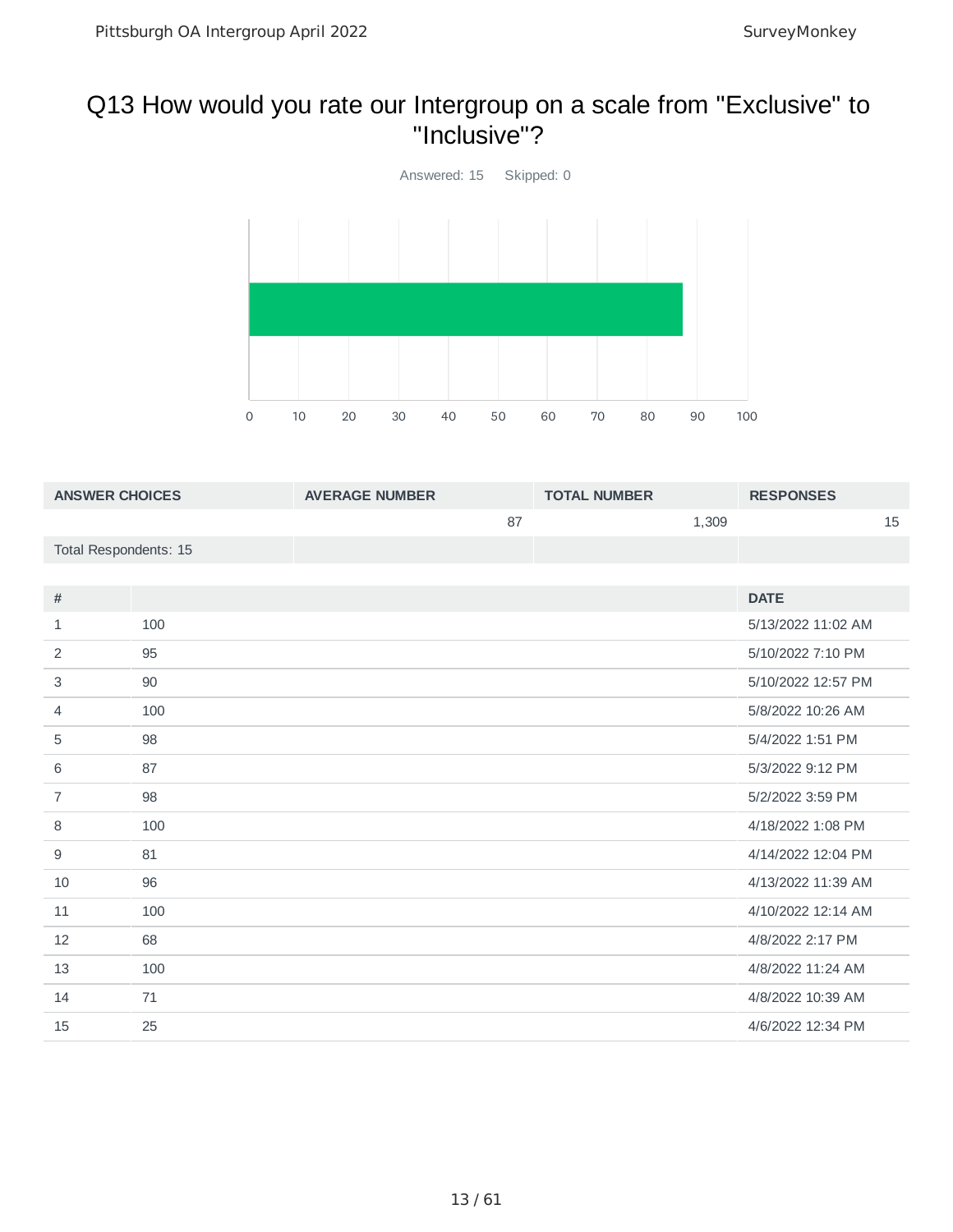## Q13 How would you rate our Intergroup on a scale from "Exclusive" to "Inclusive"?

Answered: 15 Skipped: 0

| ANSWER CHOICES | AVERAGE NUMBER | TOTAL NUMBER | RESPONSES |
|---|---|---|---|
| | 87 | 1,309 | 15 |
| Total Respondents: 15 | | | |

| # | | DATE |
|---|---|---|
| 1 | 100 | 5/13/2022 11:02 AM |
| 2 | 95 | 5/10/2022 7:10 PM |
| 3 | 90 | 5/10/2022 12:57 PM |
| 4 | 100 | 5/8/2022 10:26 AM |
| 5 | 98 | 5/4/2022 1:51 PM |
| 6 | 87 | 5/3/2022 9:12 PM |
| 7 | 98 | 5/2/2022 3:59 PM |
| 8 | 100 | 4/18/2022 1:08 PM |
| 9 | 81 | 4/14/2022 12:04 PM |
| 10 | 96 | 4/13/2022 11:39 AM |
| 11 | 100 | 4/10/2022 12:14 AM |
| 12 | 68 | 4/8/2022 2:17 PM |
| 13 | 100 | 4/8/2022 11:24 AM |
| 14 | 71 | 4/8/2022 10:39 AM |
| 15 | 25 | 4/6/2022 12:34 PM |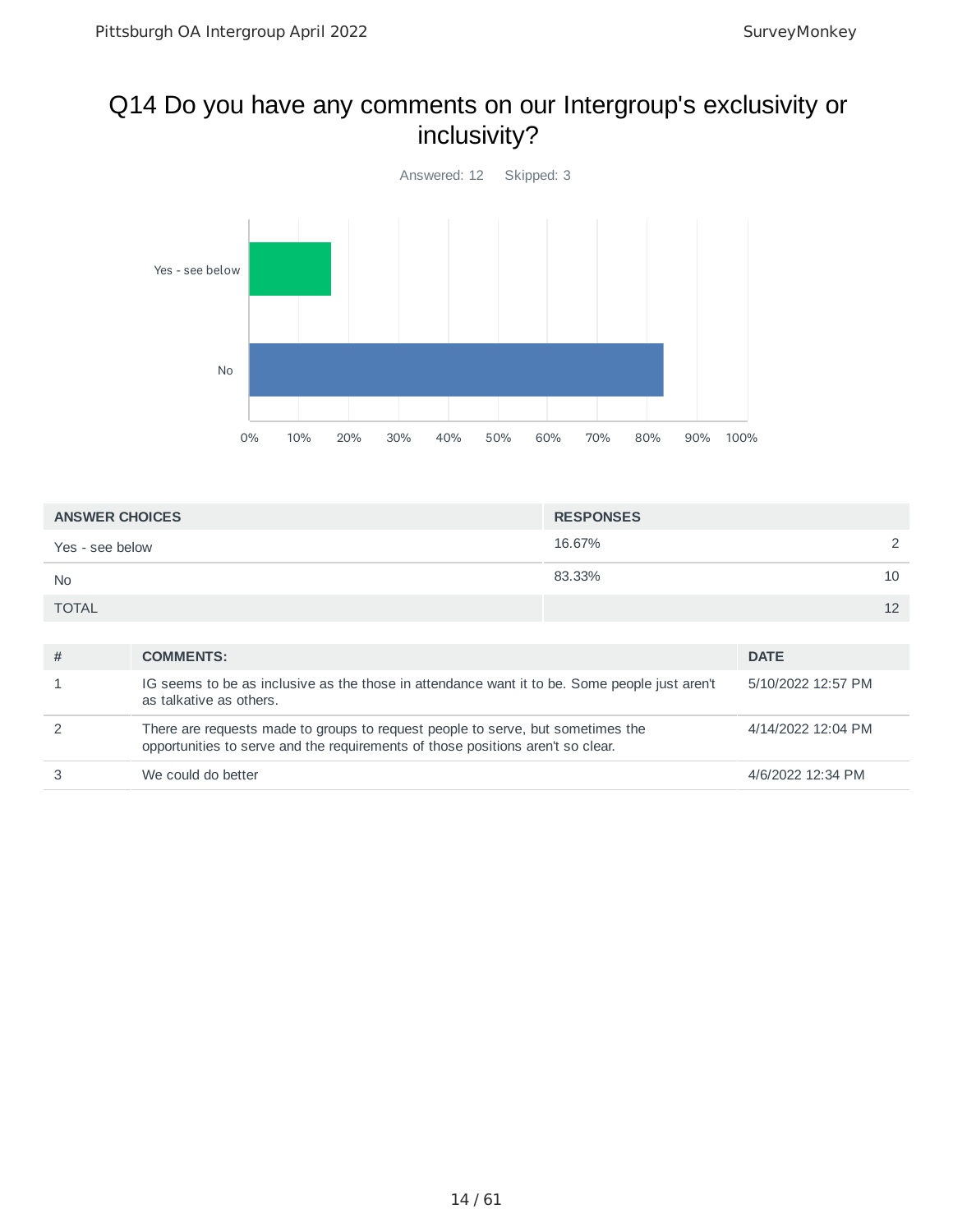## Q14 Do you have any comments on our Intergroup's exclusivity or inclusivity?

Answered: 12 Skipped: 3

| ANSWER CHOICES | RESPONSES | |
|---|---|---|
| Yes - see below | 16.67% | 2 |
| No | 83.33% | 10 |
| TOTAL | | 12 |

| # | COMMENTS: | DATE |
|---|---|---|
| 1 | IG seems to be as inclusive as the those in attendance want it to be. Some people just aren't as talkative as others. | 5/10/2022 12:57 PM |
| 2 | There are requests made to groups to request people to serve, but sometimes the opportunities to serve and the requirements of those positions aren't so clear. | 4/14/2022 12:04 PM |
| 3 | We could do better | 4/6/2022 12:34 PM |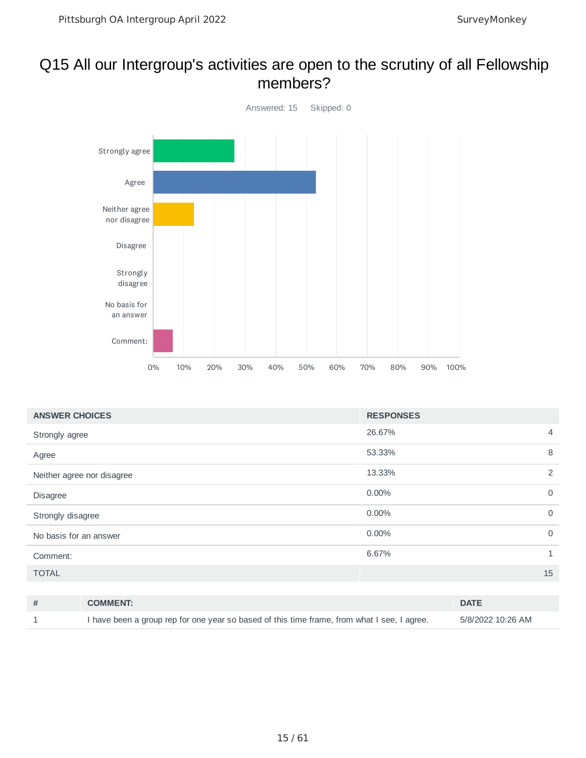# Q15 All our Intergroup's activities are open to the scrutiny of all Fellowship members?

Answered: 15 Skipped: 0

| ANSWER CHOICES | RESPONSES | |
|---|---|---|
| Strongly agree | 26.67% | 4 |
| Agree | 53.33% | 8 |
| Neither agree nor disagree | 13.33% | 2 |
| Disagree | 0.00% | 0 |
| Strongly disagree | 0.00% | 0 |
| No basis for an answer | 0.00% | 0 |
| Comment: | 6.67% | 1 |
| TOTAL | | 15 |

| # | COMMENT: | DATE |
|---|---|---|
| 1 | I have been a group rep for one year so based of this time frame, from what I see, I agree. | 5/8/2022 10:26 AM |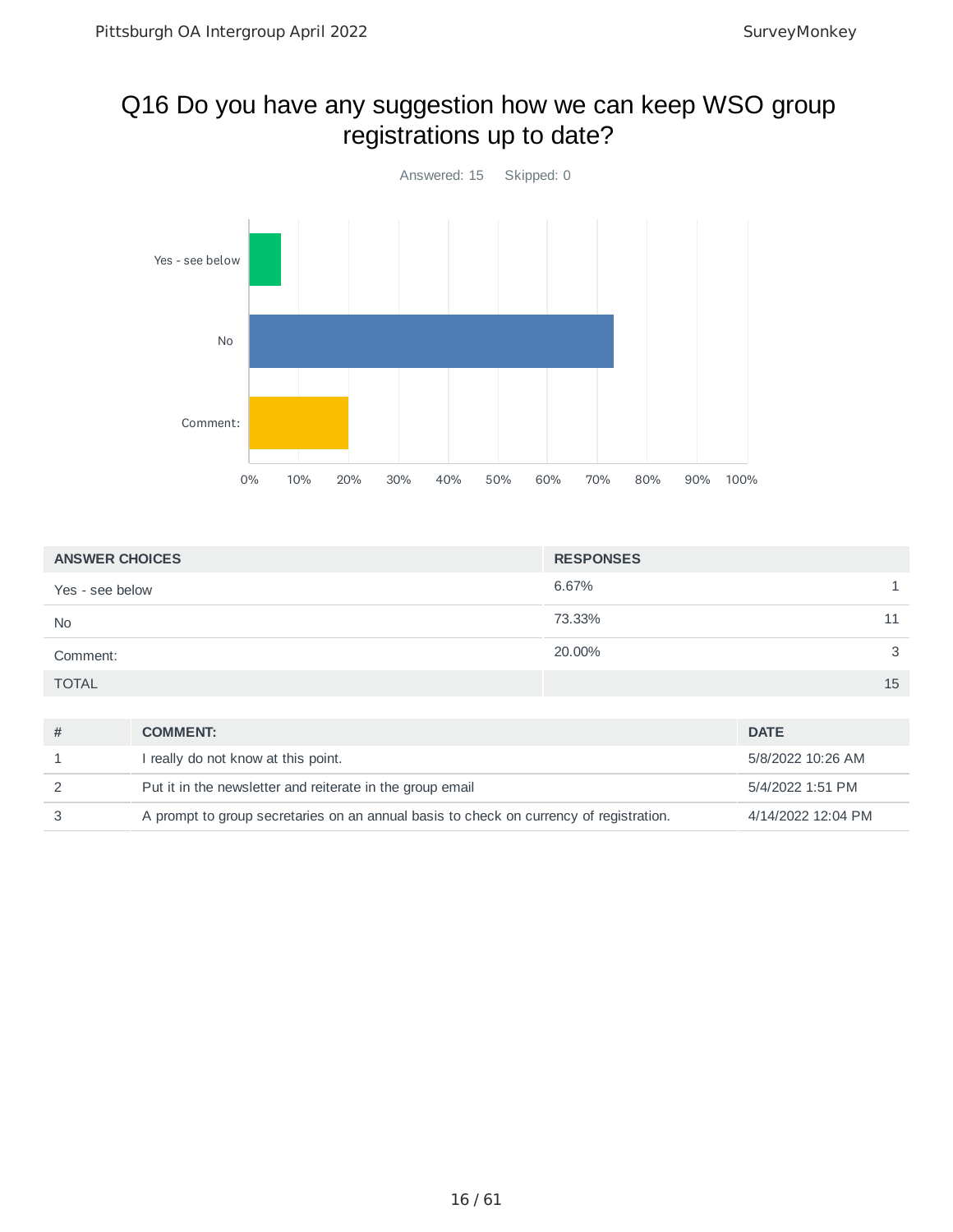# Q16 Do you have any suggestion how we can keep WSO group registrations up to date?

Answered: 15 Skipped: 0

| ANSWER CHOICES | RESPONSES | |
|---|---|---|
| Yes - see below | 6.67% | 1 |
| No | 73.33% | 11 |
| Comment: | 20.00% | 3 |
| TOTAL | | 15 |

| # | COMMENT: | DATE |
|---|---|---|
| 1 | I really do not know at this point. | 5/8/2022 10:26 AM |
| 2 | Put it in the newsletter and reiterate in the group email | 5/4/2022 1:51 PM |
| 3 | A prompt to group secretaries on an annual basis to check on currency of registration. | 4/14/2022 12:04 PM |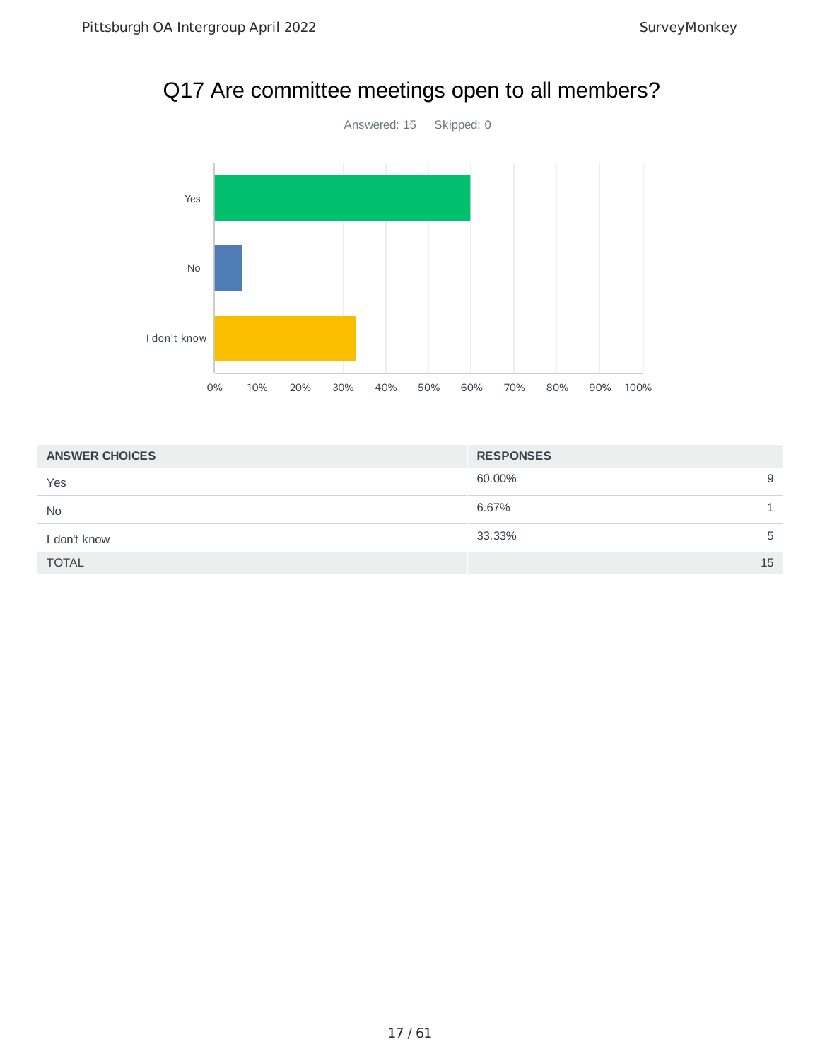# Q17 Are committee meetings open to all members?

Answered: 15 Skipped: 0

| ANSWER CHOICES | RESPONSES | |
|---|---|---|
| Yes | 60.00% | 9 |
| No | 6.67% | 1 |
| I don't know | 33.33% | 5 |
| TOTAL | | 15 |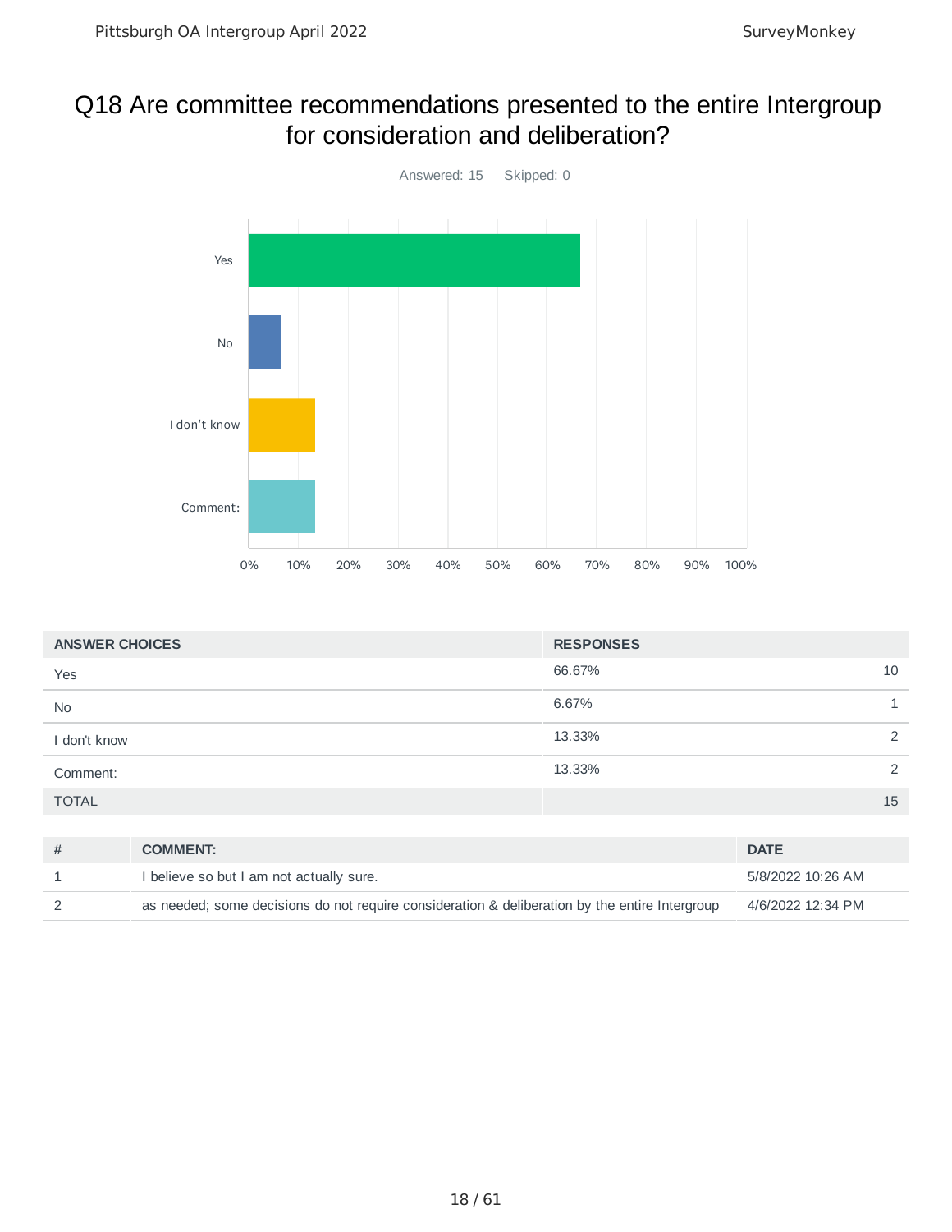# Q18 Are committee recommendations presented to the entire Intergroup for consideration and deliberation?

Answered: 15    Skipped: 0

| ANSWER CHOICES | RESPONSES | |
|---|---|---|
| Yes | 66.67% | 10 |
| No | 6.67% | 1 |
| I don't know | 13.33% | 2 |
| Comment: | 13.33% | 2 |
| TOTAL | | 15 |

| # | COMMENT: | DATE |
|---|---|---|
| 1 | I believe so but I am not actually sure. | 5/8/2022 10:26 AM |
| 2 | as needed; some decisions do not require consideration & deliberation by the entire Intergroup | 4/6/2022 12:34 PM |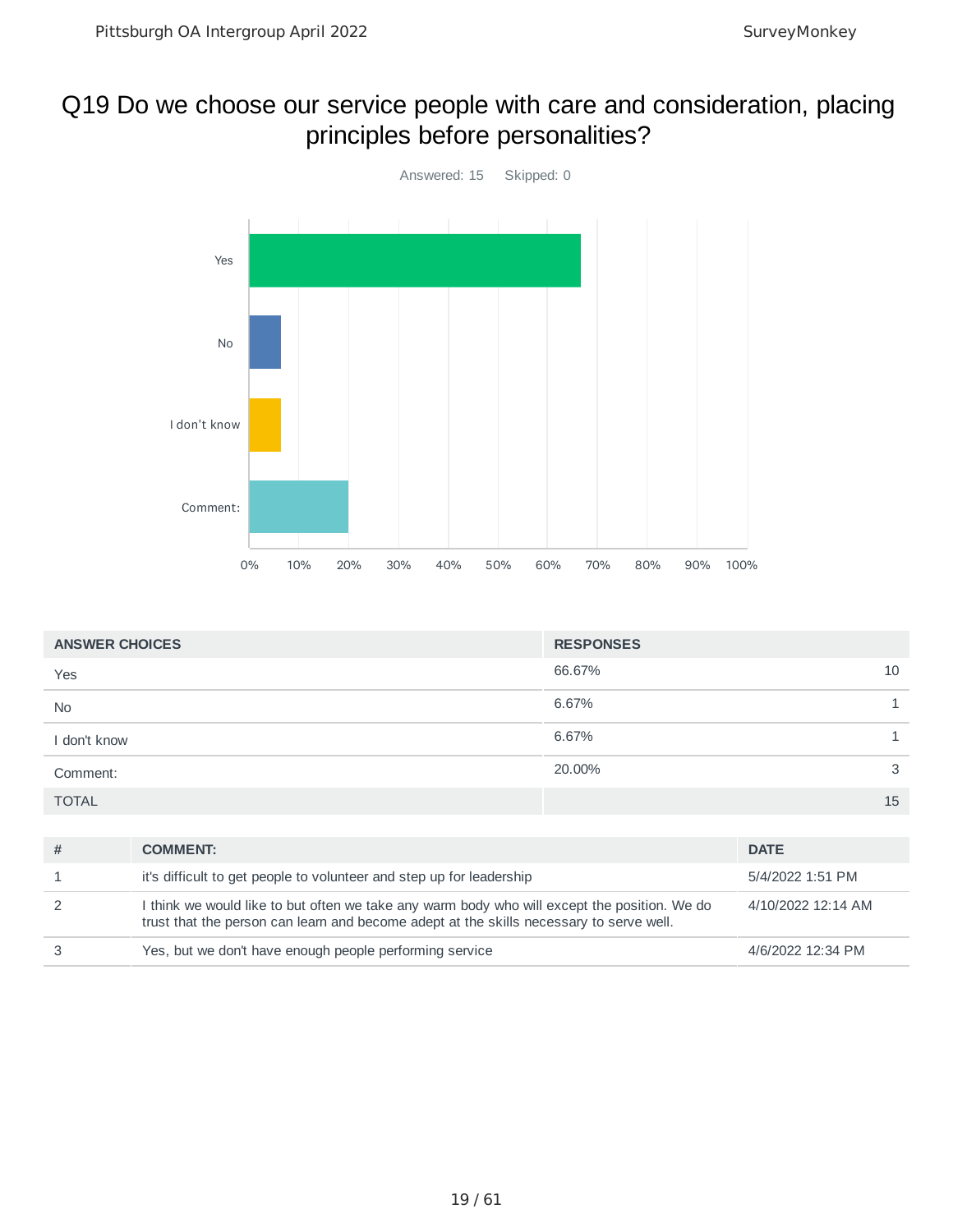# Q19 Do we choose our service people with care and consideration, placing principles before personalities?

Answered: 15 Skipped: 0

| ANSWER CHOICES | RESPONSES | |
|---|---|---|
| Yes | 66.67% | 10 |
| No | 6.67% | 1 |
| I don't know | 6.67% | 1 |
| Comment: | 20.00% | 3 |
| TOTAL | | 15 |

| # | COMMENT: | DATE |
|---|---|---|
| 1 | it's difficult to get people to volunteer and step up for leadership | 5/4/2022 1:51 PM |
| 2 | I think we would like to but often we take any warm body who will except the position. We do trust that the person can learn and become adept at the skills necessary to serve well. | 4/10/2022 12:14 AM |
| 3 | Yes, but we don't have enough people performing service | 4/6/2022 12:34 PM |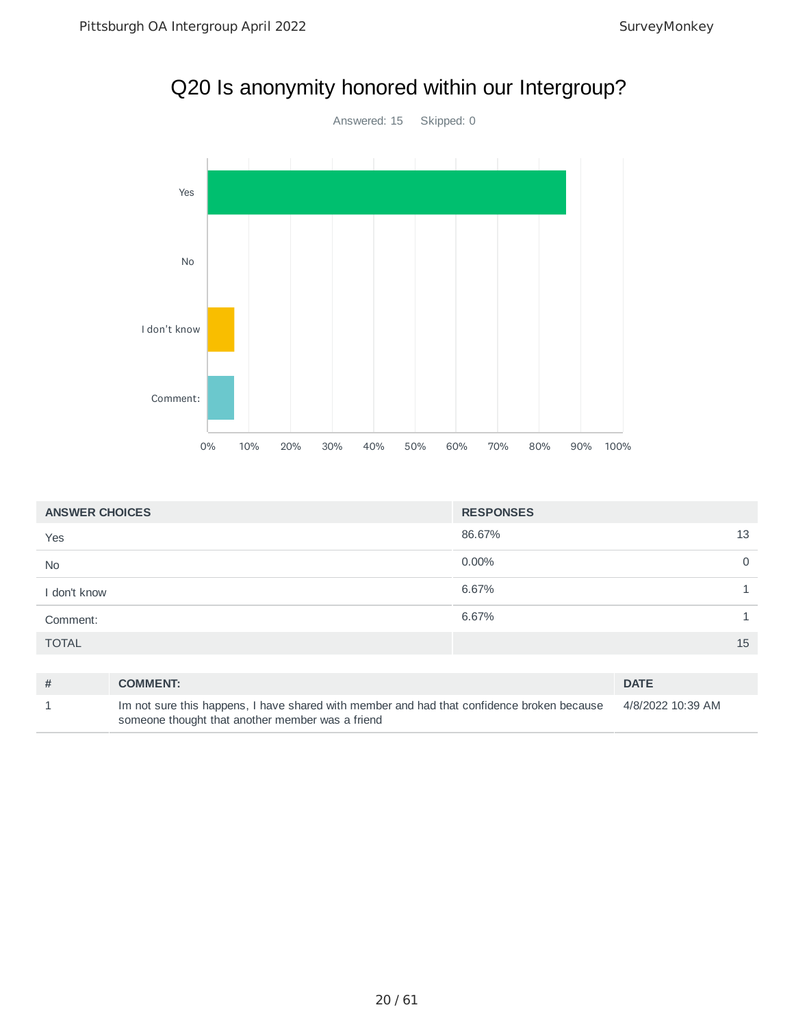# Q20 Is anonymity honored within our Intergroup?

Answered: 15 Skipped: 0

| ANSWER CHOICES | RESPONSES | |
|---|---|---|
| Yes | 86.67% | 13 |
| No | 0.00% | 0 |
| I don't know | 6.67% | 1 |
| Comment: | 6.67% | 1 |
| TOTAL | | 15 |

| # | COMMENT: | DATE |
|---|---|---|
| 1 | Im not sure this happens, I have shared with member and had that confidence broken because someone thought that another member was a friend | 4/8/2022 10:39 AM |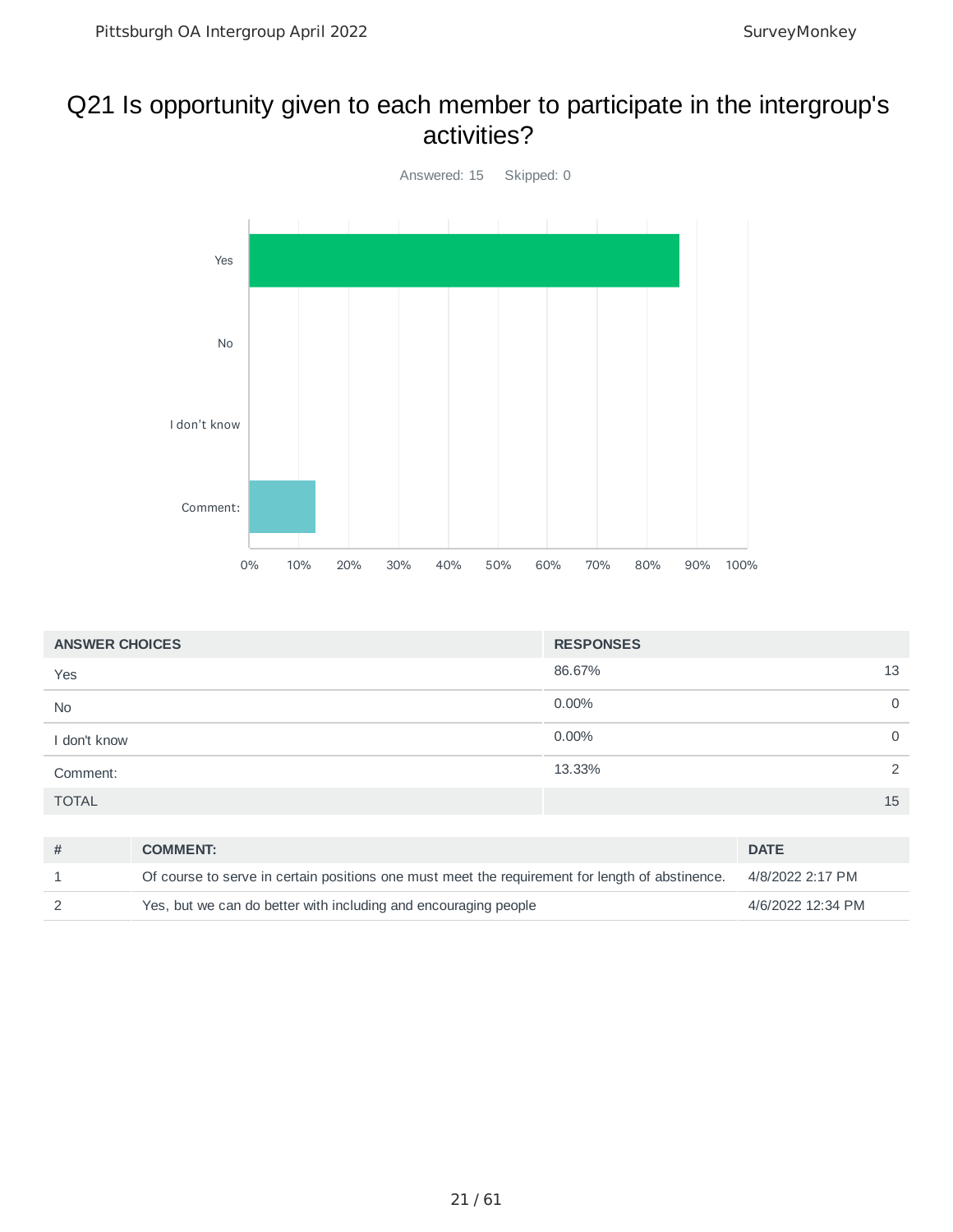# Q21 Is opportunity given to each member to participate in the intergroup's activities?

Answered: 15 Skipped: 0

| ANSWER CHOICES | RESPONSES | |
|---|---|---|
| Yes | 86.67% | 13 |
| No | 0.00% | 0 |
| I don't know | 0.00% | 0 |
| Comment: | 13.33% | 2 |
| TOTAL | | 15 |

| # | COMMENT: | DATE |
|---|---|---|
| 1 | Of course to serve in certain positions one must meet the requirement for length of abstinence. | 4/8/2022 2:17 PM |
| 2 | Yes, but we can do better with including and encouraging people | 4/6/2022 12:34 PM |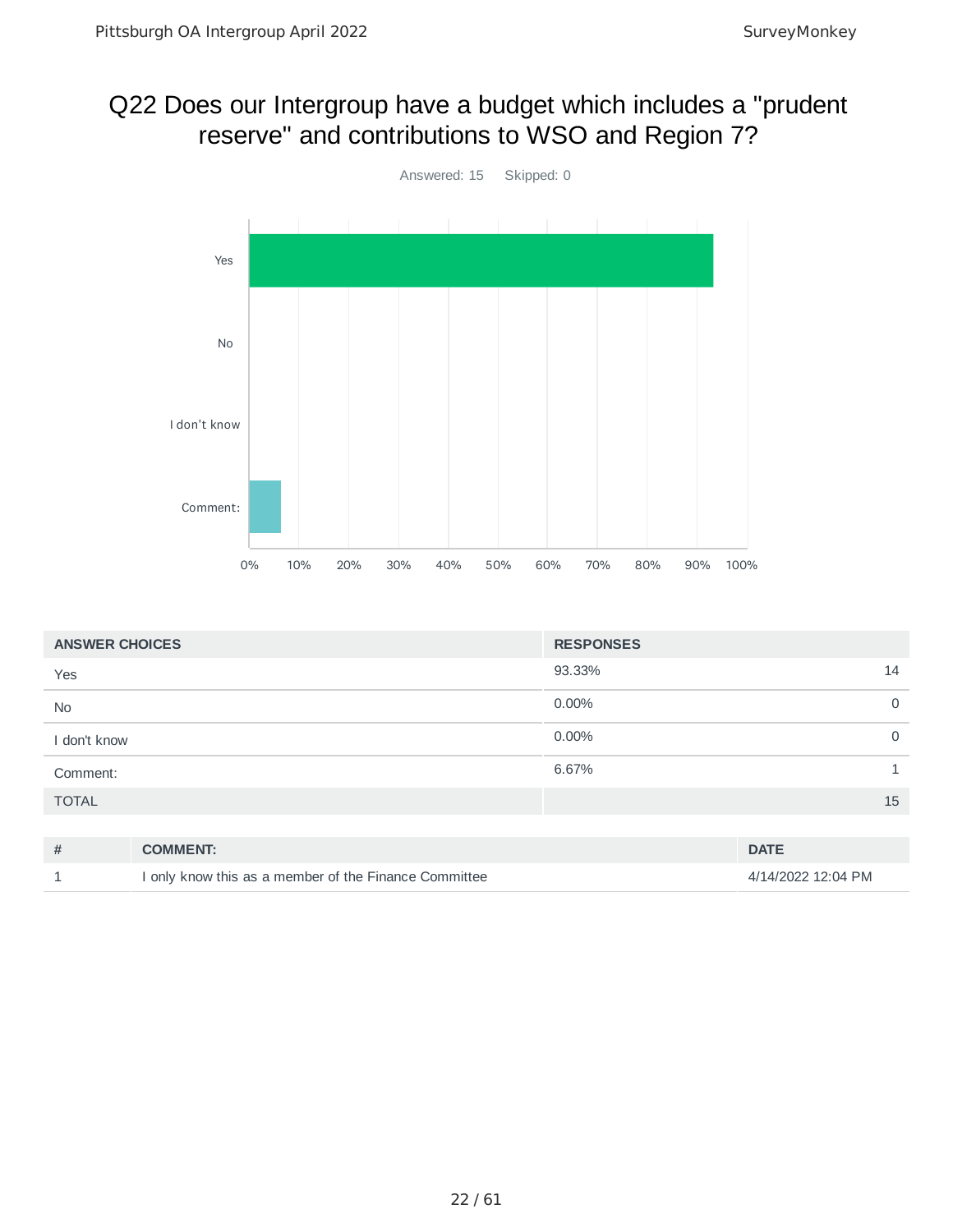## Q22 Does our Intergroup have a budget which includes a "prudent reserve" and contributions to WSO and Region 7?

Answered: 15  Skipped: 0

| ANSWER CHOICES | RESPONSES | |
|---|---|---|
| Yes | 93.33% | 14 |
| No | 0.00% | 0 |
| I don't know | 0.00% | 0 |
| Comment: | 6.67% | 1 |
| TOTAL | | 15 |

| # | COMMENT: | DATE |
|---|---|---|
| 1 | I only know this as a member of the Finance Committee | 4/14/2022 12:04 PM |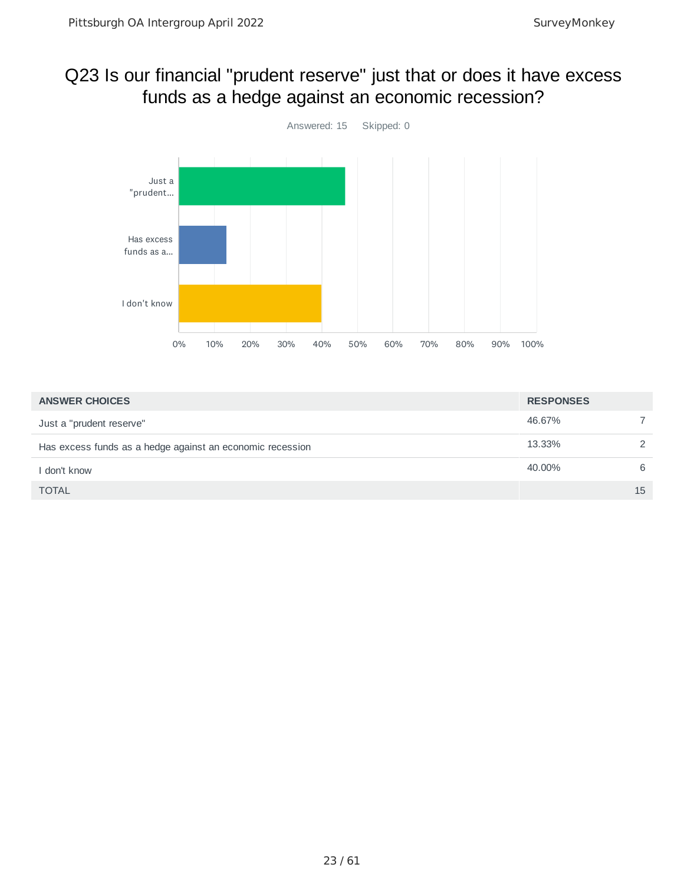# Q23 Is our financial "prudent reserve" just that or does it have excess funds as a hedge against an economic recession?

Answered: 15 Skipped: 0

| ANSWER CHOICES | RESPONSES | |
|---|---|---|
| Just a "prudent reserve" | 46.67% | 7 |
| Has excess funds as a hedge against an economic recession | 13.33% | 2 |
| I don't know | 40.00% | 6 |
| TOTAL | | 15 |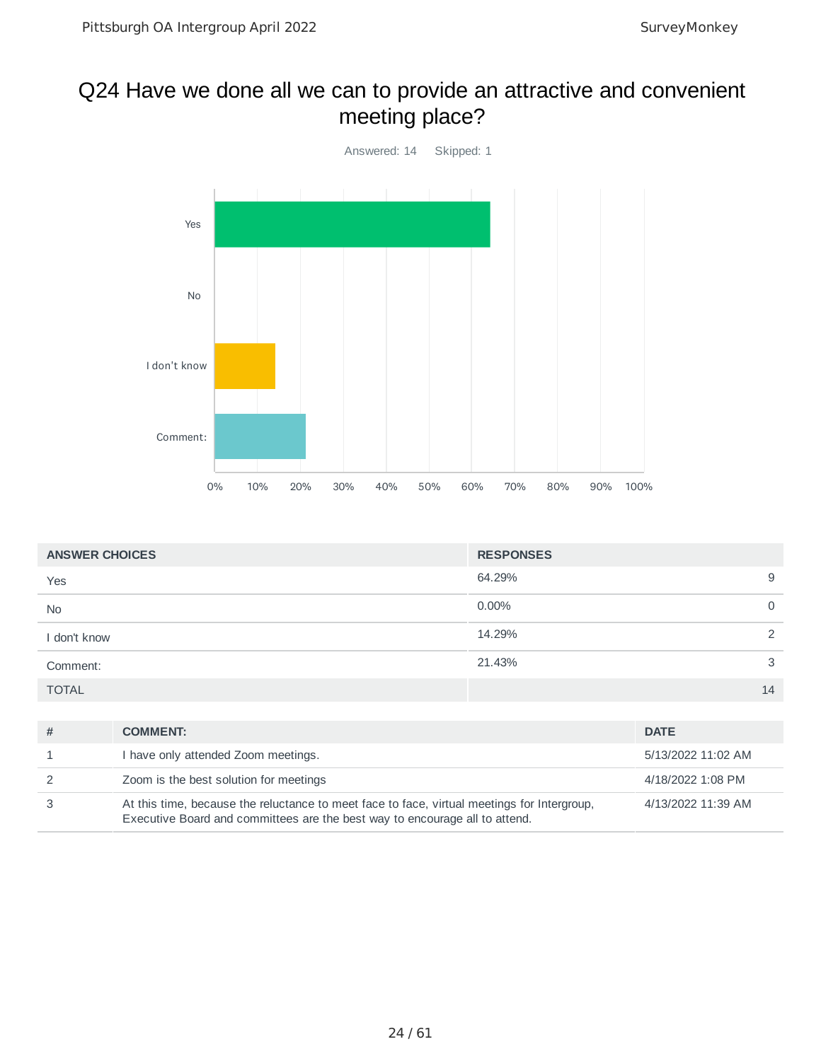## Q24 Have we done all we can to provide an attractive and convenient meeting place?

Answered: 14 Skipped: 1

| ANSWER CHOICES | RESPONSES | |
|---|---|---|
| Yes | 64.29% | 9 |
| No | 0.00% | 0 |
| I don't know | 14.29% | 2 |
| Comment: | 21.43% | 3 |
| TOTAL | | 14 |

| # | COMMENT: | DATE |
|---|---|---|
| 1 | I have only attended Zoom meetings. | 5/13/2022 11:02 AM |
| 2 | Zoom is the best solution for meetings | 4/18/2022 1:08 PM |
| 3 | At this time, because the reluctance to meet face to face, virtual meetings for Intergroup, Executive Board and committees are the best way to encourage all to attend. | 4/13/2022 11:39 AM |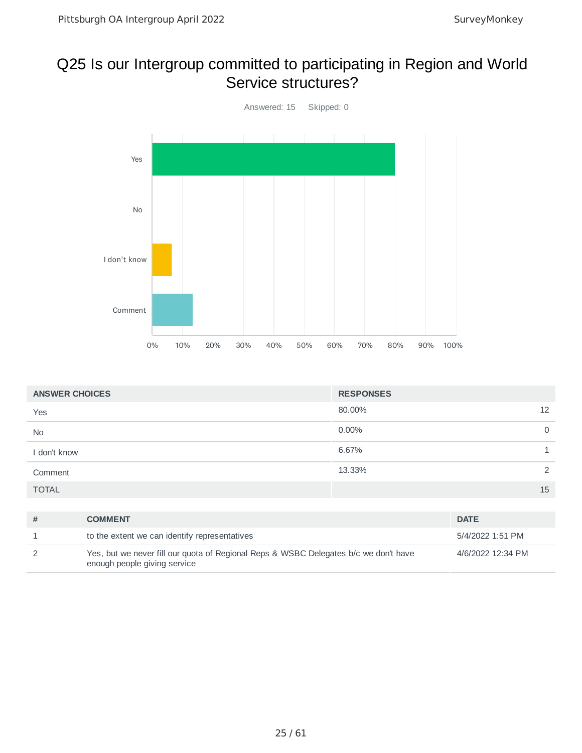# Q25 Is our Intergroup committed to participating in Region and World Service structures?

Answered: 15 Skipped: 0

| ANSWER CHOICES | RESPONSES | |
|---|---|---|
| Yes | 80.00% | 12 |
| No | 0.00% | 0 |
| I don't know | 6.67% | 1 |
| Comment | 13.33% | 2 |
| TOTAL | | 15 |

| # | COMMENT | DATE |
|---|---|---|
| 1 | to the extent we can identify representatives | 5/4/2022 1:51 PM |
| 2 | Yes, but we never fill our quota of Regional Reps & WSBC Delegates b/c we don't have enough people giving service | 4/6/2022 12:34 PM |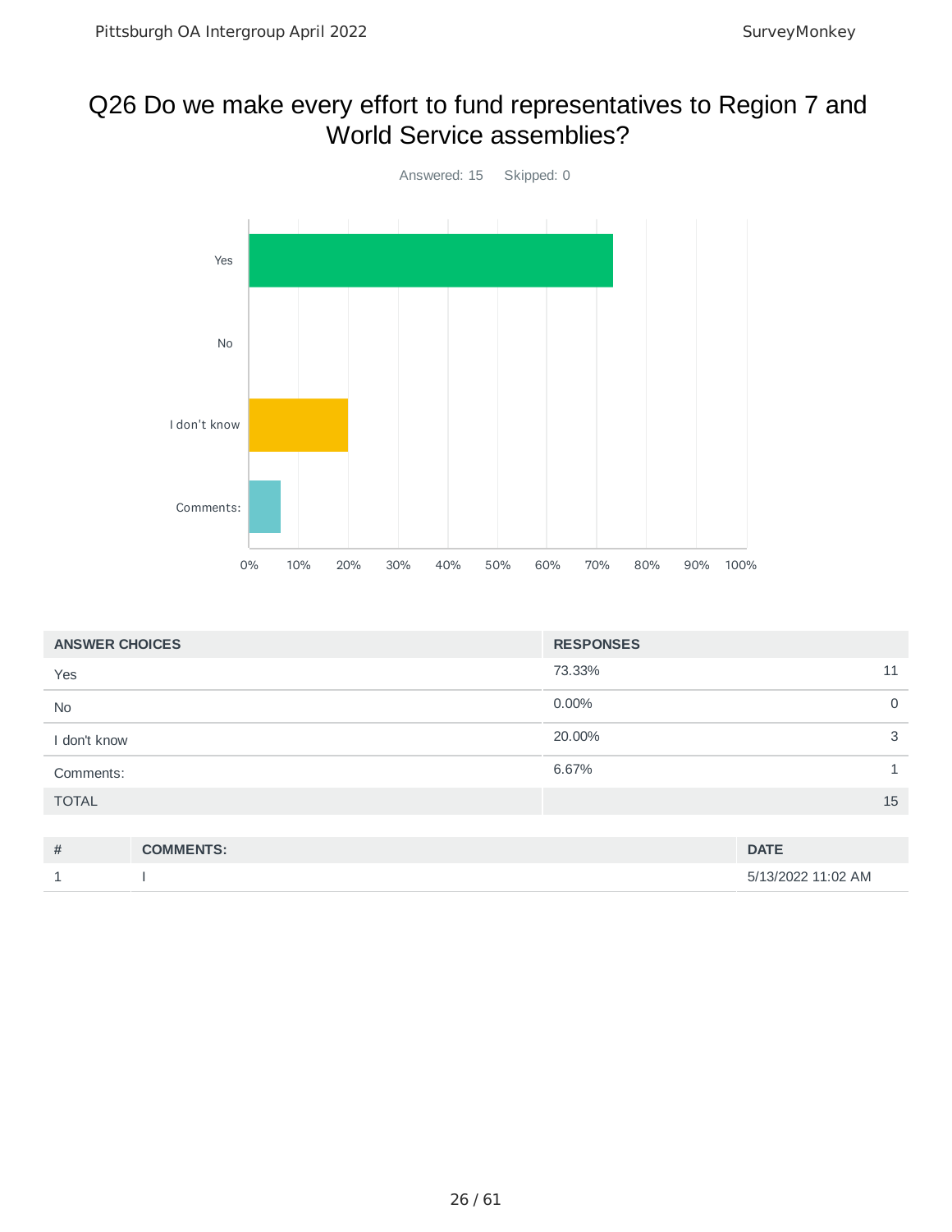# Q26 Do we make every effort to fund representatives to Region 7 and World Service assemblies?

Answered: 15 Skipped: 0

| ANSWER CHOICES | RESPONSES | |
|---|---|---|
| Yes | 73.33% | 11 |
| No | 0.00% | 0 |
| I don't know | 20.00% | 3 |
| Comments: | 6.67% | 1 |
| TOTAL | | 15 |

| # | COMMENTS: | DATE |
|---|---|---|
| 1 | I | 5/13/2022 11:02 AM |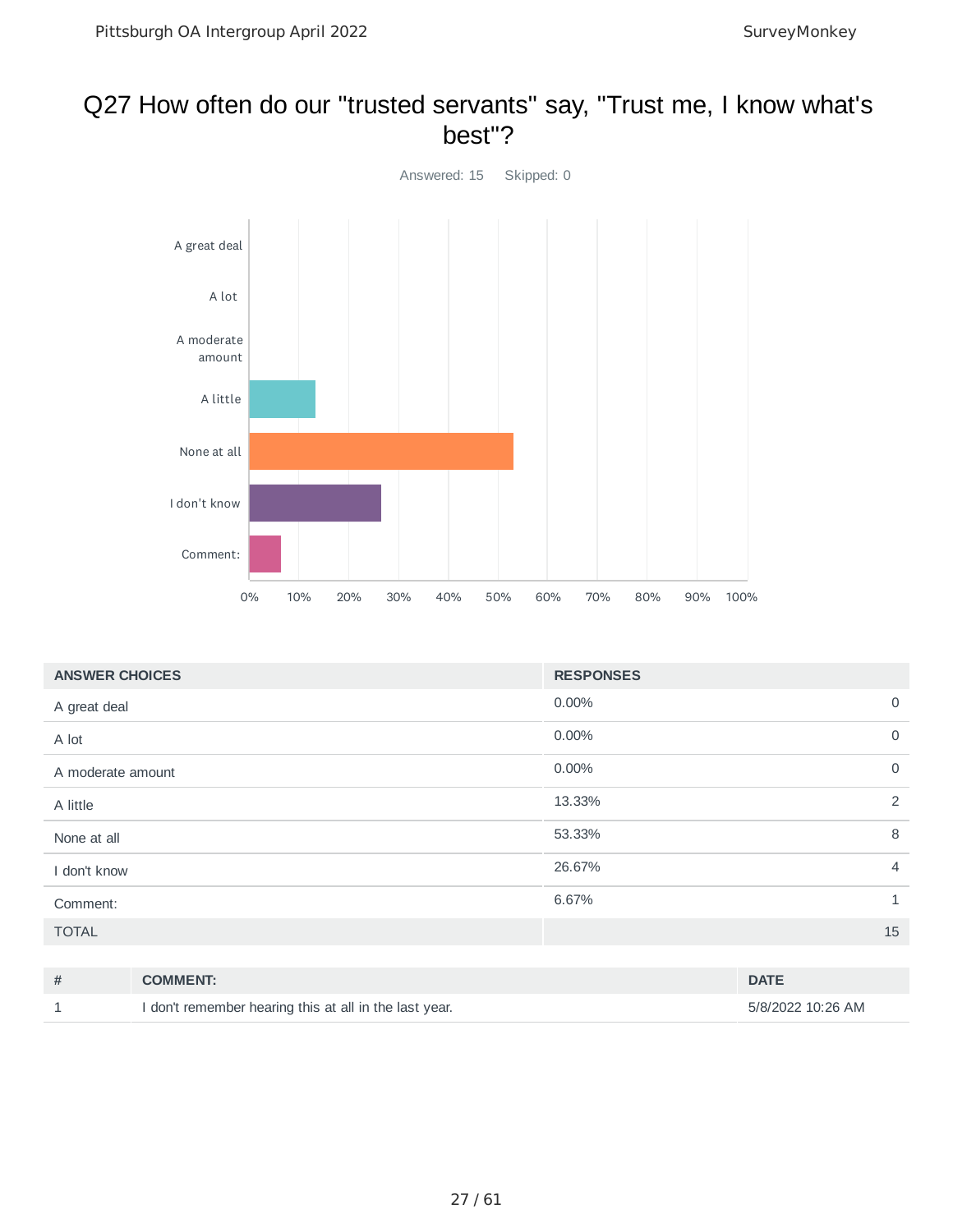# Q27 How often do our "trusted servants" say, "Trust me, I know what's best"?

Answered: 15 Skipped: 0

| ANSWER CHOICES | RESPONSES | |
|---|---|---|
| A great deal | 0.00% | 0 |
| A lot | 0.00% | 0 |
| A moderate amount | 0.00% | 0 |
| A little | 13.33% | 2 |
| None at all | 53.33% | 8 |
| I don't know | 26.67% | 4 |
| Comment: | 6.67% | 1 |
| TOTAL | | 15 |

| # | COMMENT: | DATE |
|---|---|---|
| 1 | I don't remember hearing this at all in the last year. | 5/8/2022 10:26 AM |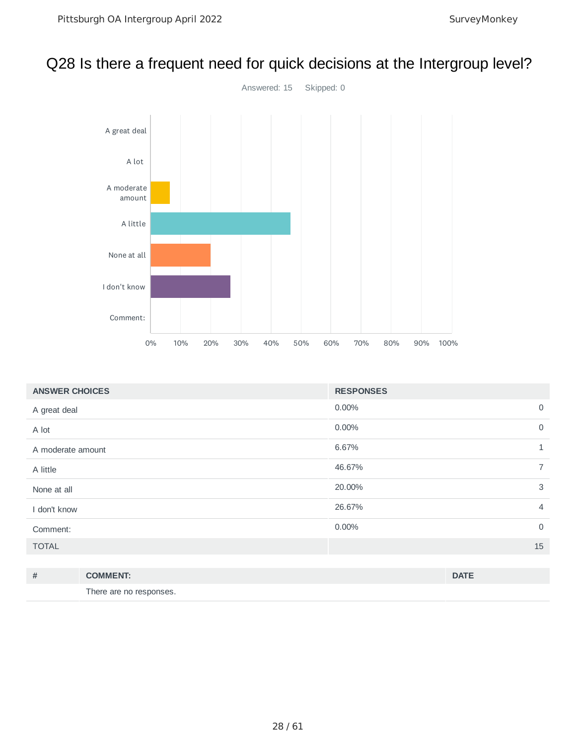# Q28 Is there a frequent need for quick decisions at the Intergroup level?

Answered: 15 Skipped: 0

| ANSWER CHOICES | RESPONSES | |
|---|---|---|
| A great deal | 0.00% | 0 |
| A lot | 0.00% | 0 |
| A moderate amount | 6.67% | 1 |
| A little | 46.67% | 7 |
| None at all | 20.00% | 3 |
| I don't know | 26.67% | 4 |
| Comment: | 0.00% | 0 |
| TOTAL | | 15 |

| # | COMMENT: | DATE |
|---|---|---|
| | There are no responses. | |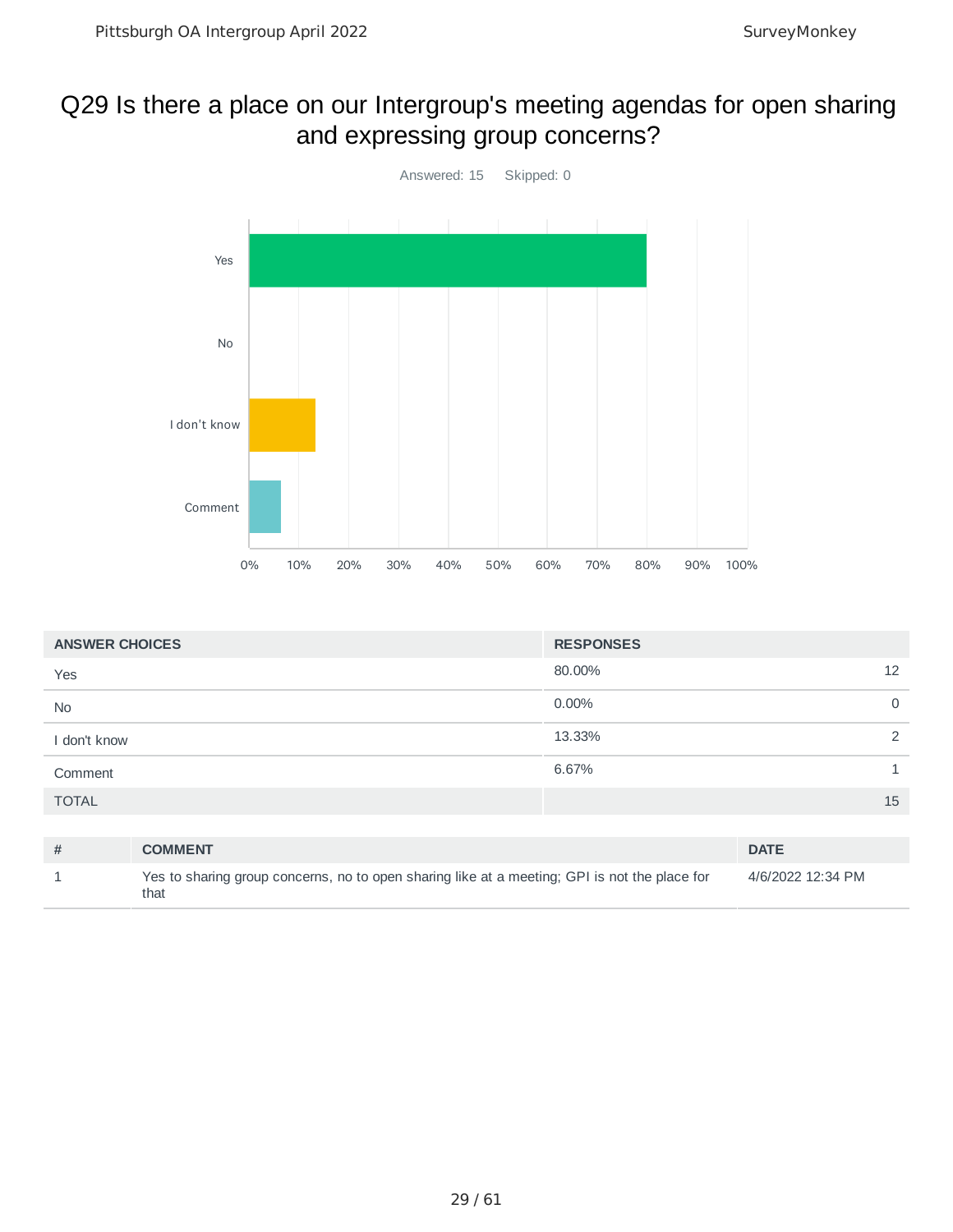## Q29 Is there a place on our Intergroup's meeting agendas for open sharing and expressing group concerns?

Answered: 15 Skipped: 0

| ANSWER CHOICES | RESPONSES | |
|---|---|---|
| Yes | 80.00% | 12 |
| No | 0.00% | 0 |
| I don't know | 13.33% | 2 |
| Comment | 6.67% | 1 |
| TOTAL | | 15 |

| # | COMMENT | DATE |
|---|---|---|
| 1 | Yes to sharing group concerns, no to open sharing like at a meeting; GPI is not the place for that | 4/6/2022 12:34 PM |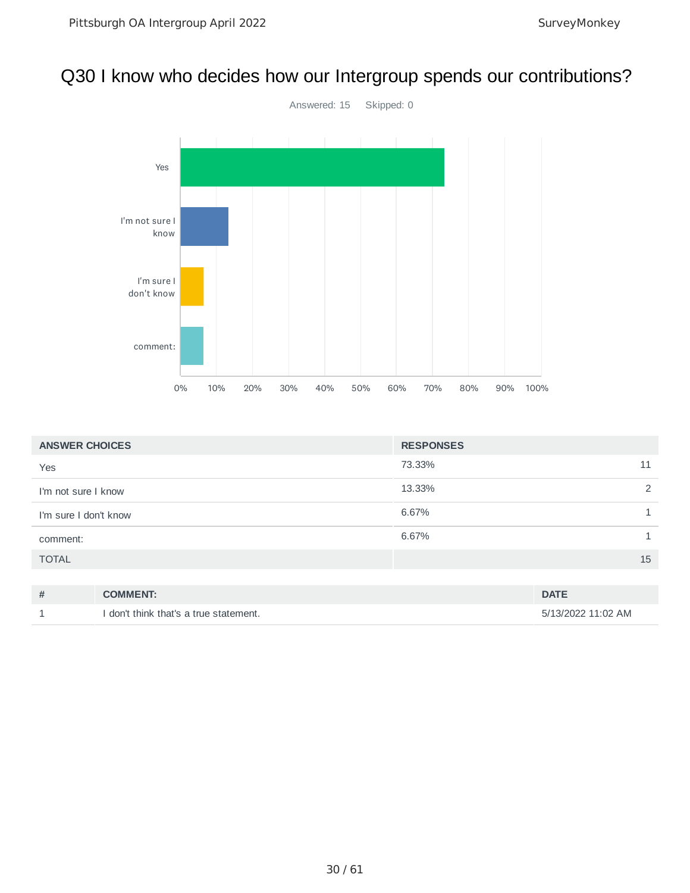# Q30 I know who decides how our Intergroup spends our contributions?

Answered: 15 Skipped: 0

| ANSWER CHOICES | RESPONSES | |
|---|---|---|
| Yes | 73.33% | 11 |
| I'm not sure I know | 13.33% | 2 |
| I'm sure I don't know | 6.67% | 1 |
| comment: | 6.67% | 1 |
| TOTAL | | 15 |

| # | COMMENT: | DATE |
|---|---|---|
| 1 | I don't think that's a true statement. | 5/13/2022 11:02 AM |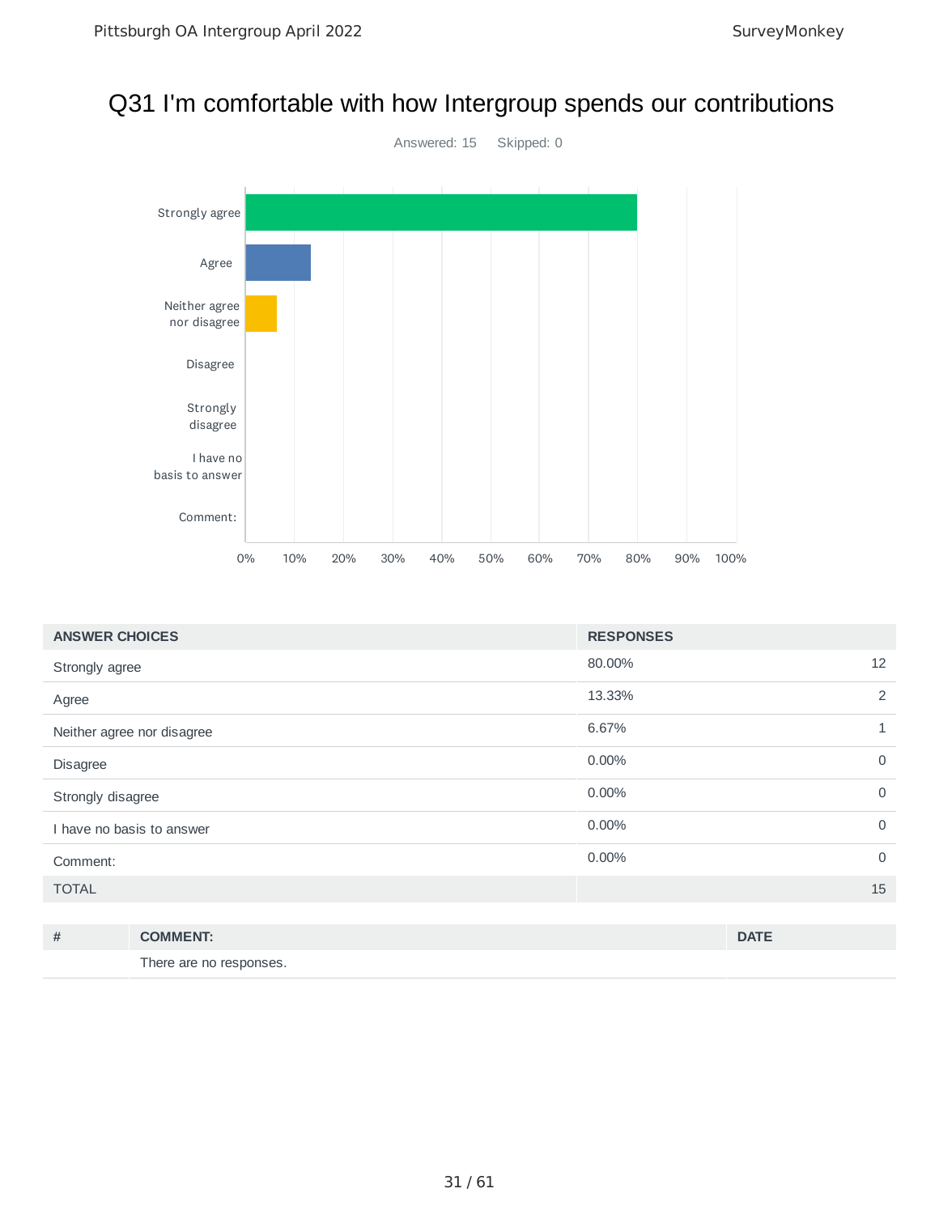# Q31 I'm comfortable with how Intergroup spends our contributions

Answered: 15 Skipped: 0

| ANSWER CHOICES | RESPONSES | |
|---|---|---|
| Strongly agree | 80.00% | 12 |
| Agree | 13.33% | 2 |
| Neither agree nor disagree | 6.67% | 1 |
| Disagree | 0.00% | 0 |
| Strongly disagree | 0.00% | 0 |
| I have no basis to answer | 0.00% | 0 |
| Comment: | 0.00% | 0 |
| TOTAL | | 15 |

| # | COMMENT: | DATE |
|---|---|---|
| | There are no responses. | |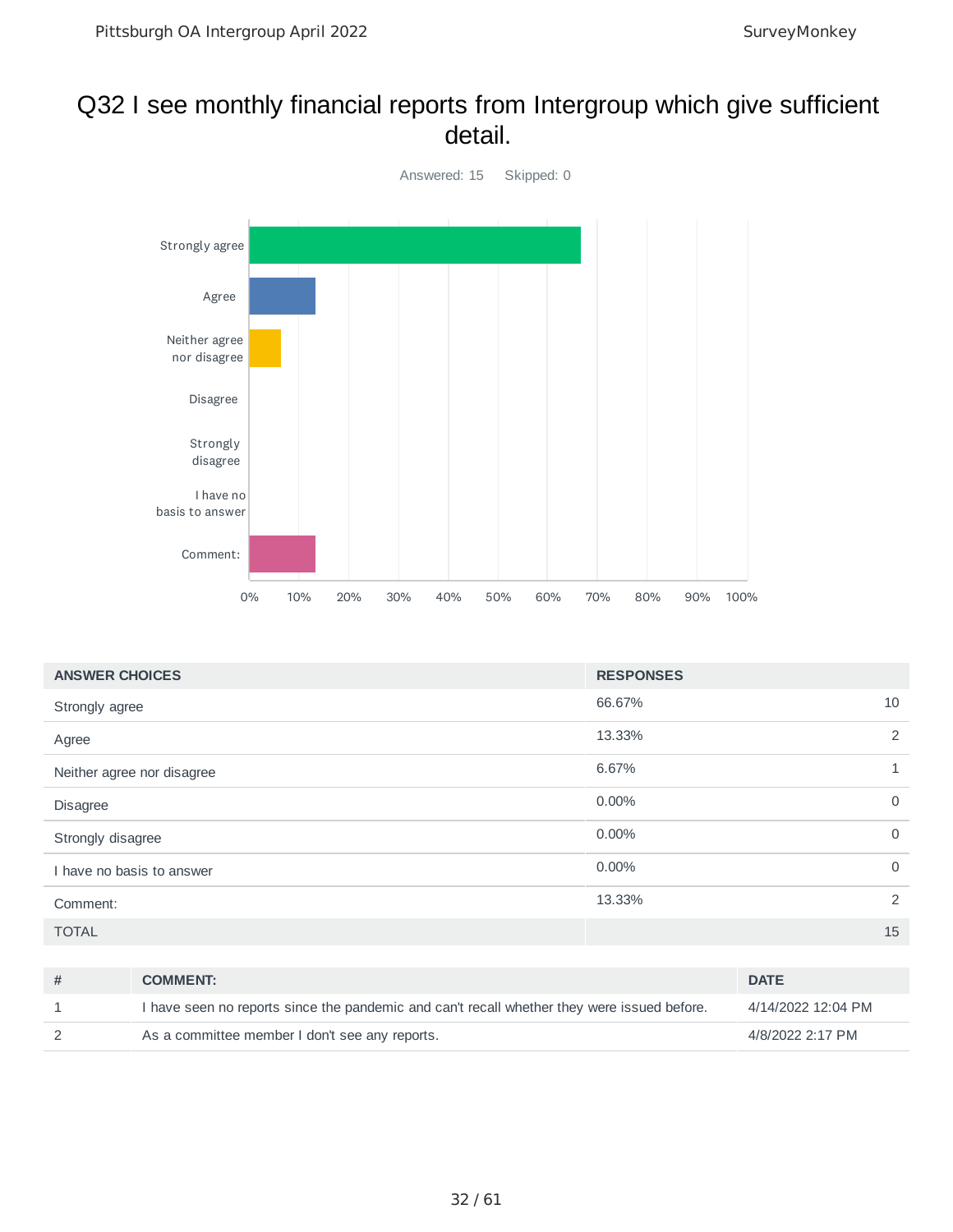# Q32 I see monthly financial reports from Intergroup which give sufficient detail.

Answered: 15 Skipped: 0

| ANSWER CHOICES | RESPONSES | |
|---|---|---|
| Strongly agree | 66.67% | 10 |
| Agree | 13.33% | 2 |
| Neither agree nor disagree | 6.67% | 1 |
| Disagree | 0.00% | 0 |
| Strongly disagree | 0.00% | 0 |
| I have no basis to answer | 0.00% | 0 |
| Comment: | 13.33% | 2 |
| TOTAL | | 15 |

| # | COMMENT: | DATE |
|---|---|---|
| 1 | I have seen no reports since the pandemic and can't recall whether they were issued before. | 4/14/2022 12:04 PM |
| 2 | As a committee member I don't see any reports. | 4/8/2022 2:17 PM |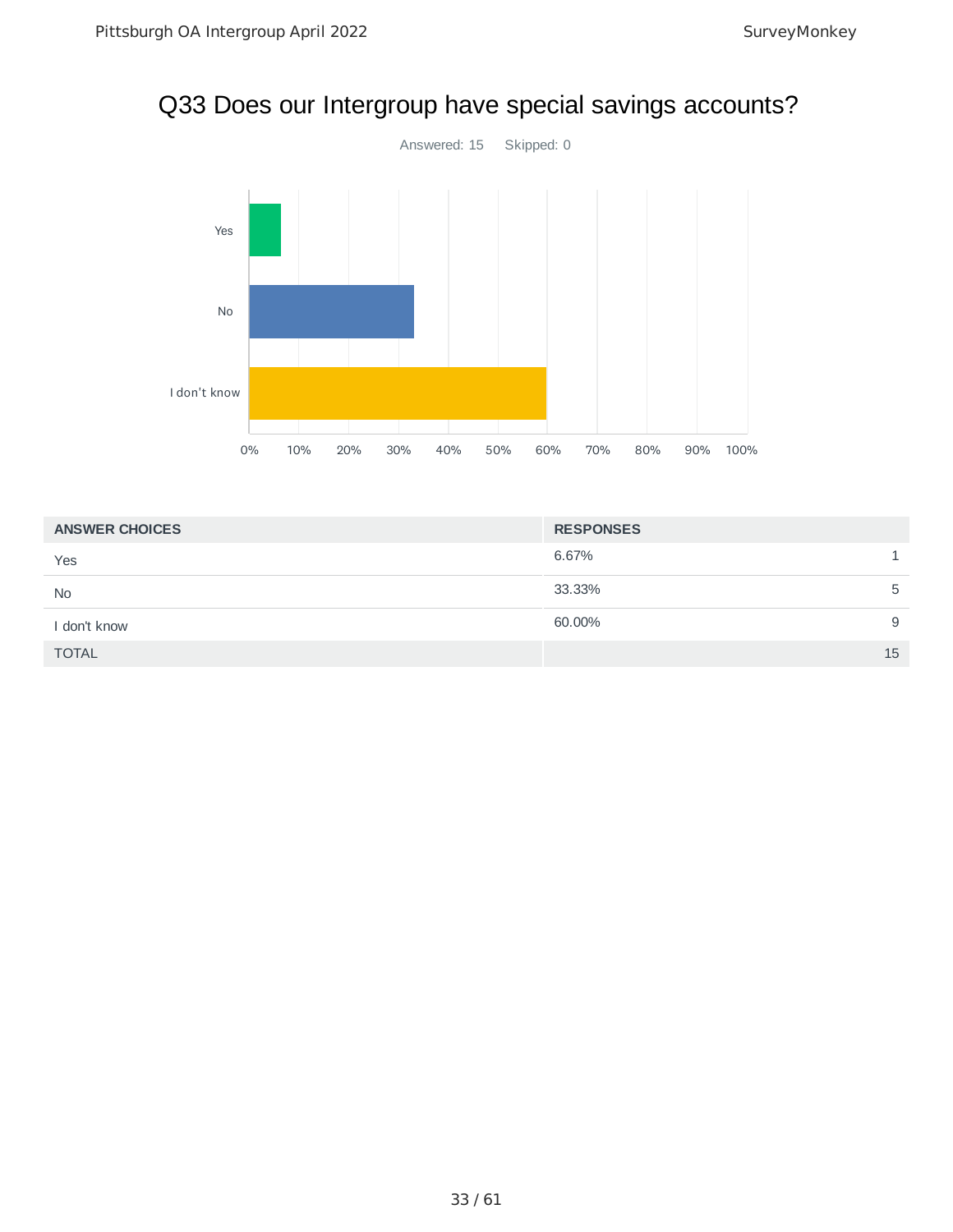# Q33 Does our Intergroup have special savings accounts?

Answered: 15    Skipped: 0

| ANSWER CHOICES | RESPONSES | |
|---|---|---|
| Yes | 6.67% | 1 |
| No | 33.33% | 5 |
| I don't know | 60.00% | 9 |
| TOTAL | | 15 |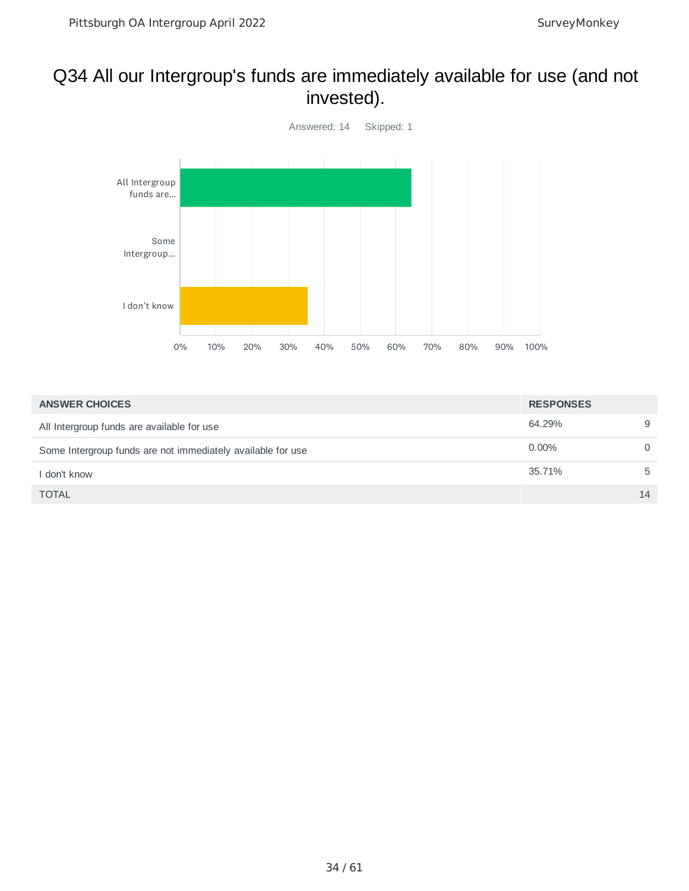# Q34 All our Intergroup's funds are immediately available for use (and not invested).

Answered: 14 Skipped: 1

| ANSWER CHOICES | RESPONSES | |
|---|---|---|
| All Intergroup funds are available for use | 64.29% | 9 |
| Some Intergroup funds are not immediately available for use | 0.00% | 0 |
| I don't know | 35.71% | 5 |
| TOTAL | | 14 |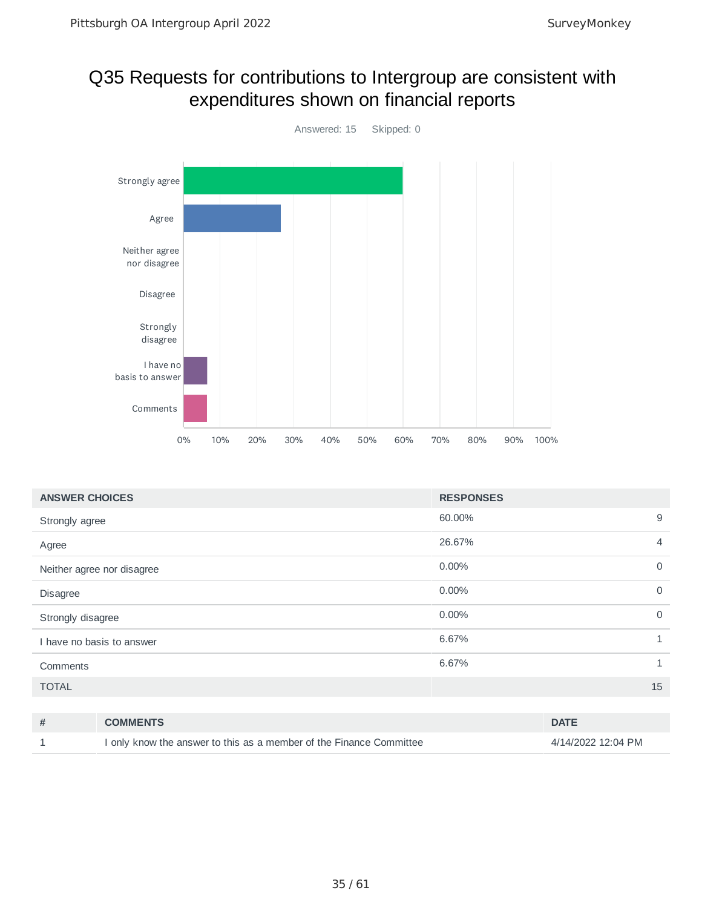# Q35 Requests for contributions to Intergroup are consistent with expenditures shown on financial reports

Answered: 15 Skipped: 0

| ANSWER CHOICES | RESPONSES | |
|---|---|---|
| Strongly agree | 60.00% | 9 |
| Agree | 26.67% | 4 |
| Neither agree nor disagree | 0.00% | 0 |
| Disagree | 0.00% | 0 |
| Strongly disagree | 0.00% | 0 |
| I have no basis to answer | 6.67% | 1 |
| Comments | 6.67% | 1 |
| TOTAL | | 15 |

| # | COMMENTS | DATE |
|---|---|---|
| 1 | I only know the answer to this as a member of the Finance Committee | 4/14/2022 12:04 PM |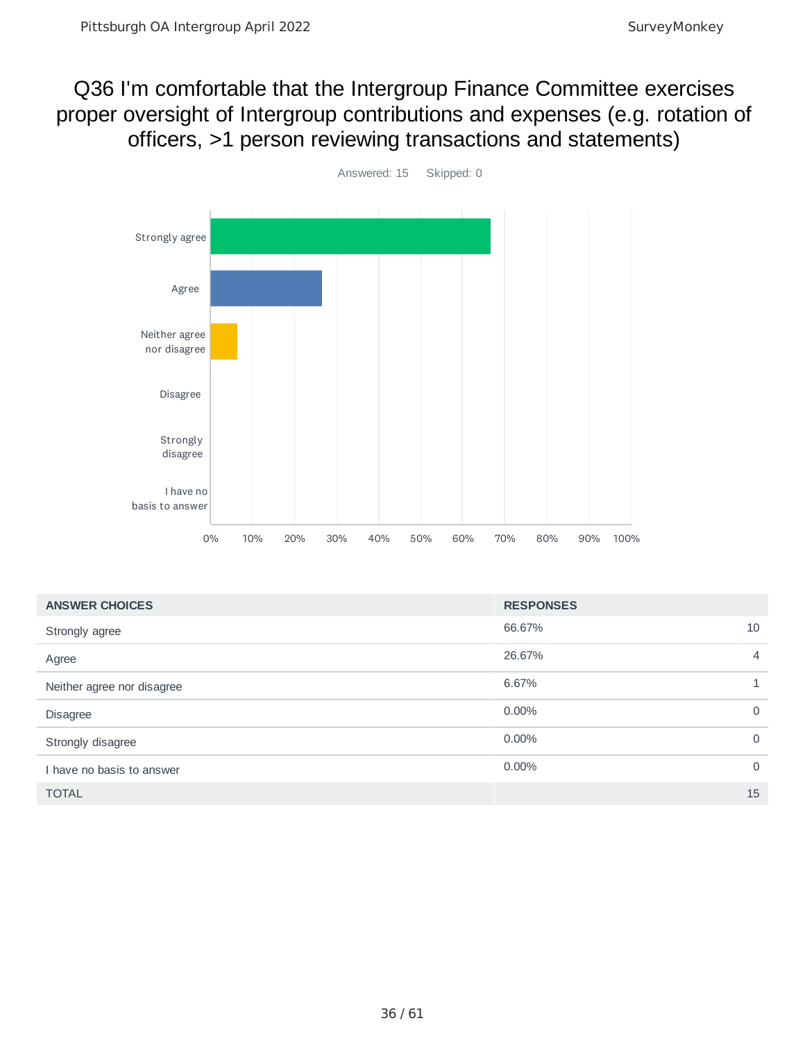# Q36 I'm comfortable that the Intergroup Finance Committee exercises proper oversight of Intergroup contributions and expenses (e.g. rotation of officers, >1 person reviewing transactions and statements)

Answered: 15 Skipped: 0

| ANSWER CHOICES | RESPONSES | |
|---|---|---|
| Strongly agree | 66.67% | 10 |
| Agree | 26.67% | 4 |
| Neither agree nor disagree | 6.67% | 1 |
| Disagree | 0.00% | 0 |
| Strongly disagree | 0.00% | 0 |
| I have no basis to answer | 0.00% | 0 |
| TOTAL | | 15 |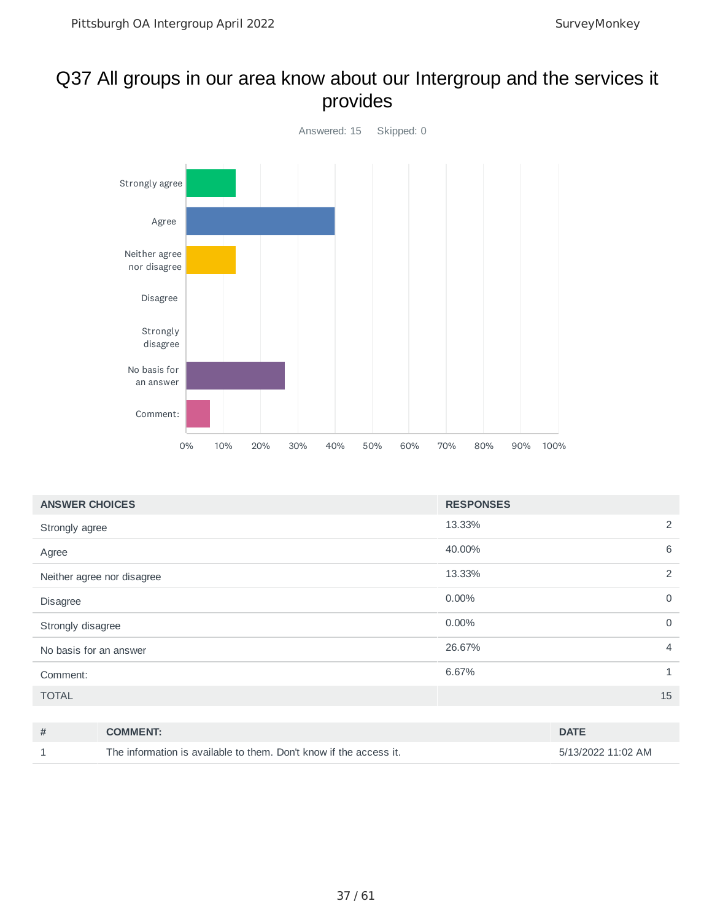# Q37 All groups in our area know about our Intergroup and the services it provides

Answered: 15 Skipped: 0

| ANSWER CHOICES | RESPONSES | |
|---|---|---|
| Strongly agree | 13.33% | 2 |
| Agree | 40.00% | 6 |
| Neither agree nor disagree | 13.33% | 2 |
| Disagree | 0.00% | 0 |
| Strongly disagree | 0.00% | 0 |
| No basis for an answer | 26.67% | 4 |
| Comment: | 6.67% | 1 |
| TOTAL | | 15 |

| # | COMMENT: | DATE |
|---|---|---|
| 1 | The information is available to them. Don't know if the access it. | 5/13/2022 11:02 AM |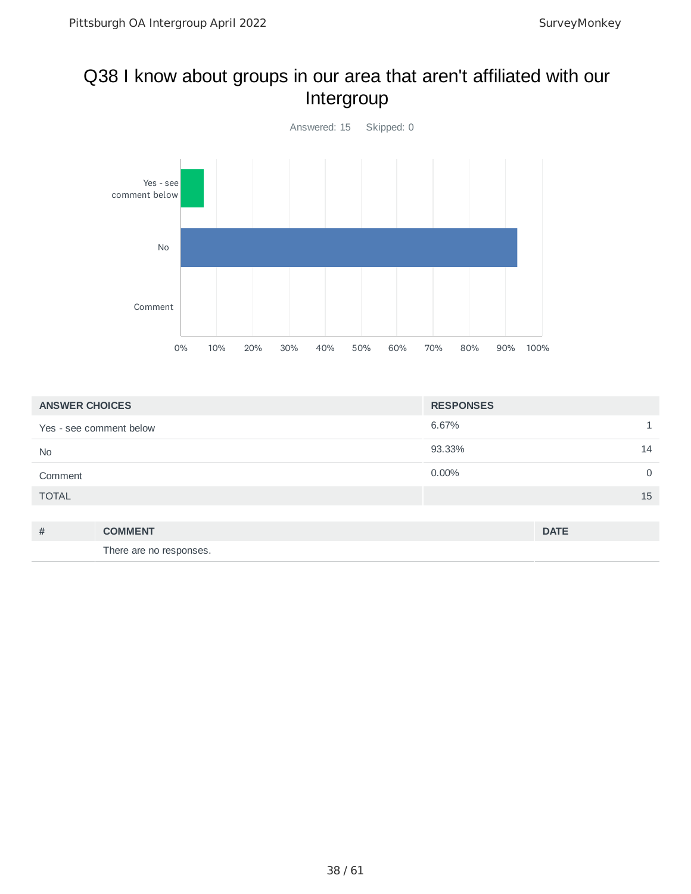## Q38 I know about groups in our area that aren't affiliated with our Intergroup

Answered: 15 Skipped: 0

| ANSWER CHOICES | RESPONSES | |
|---|---|---|
| Yes - see comment below | 6.67% | 1 |
| No | 93.33% | 14 |
| Comment | 0.00% | 0 |
| TOTAL | | 15 |

| # | COMMENT | DATE |
|---|---|---|
| | There are no responses. | |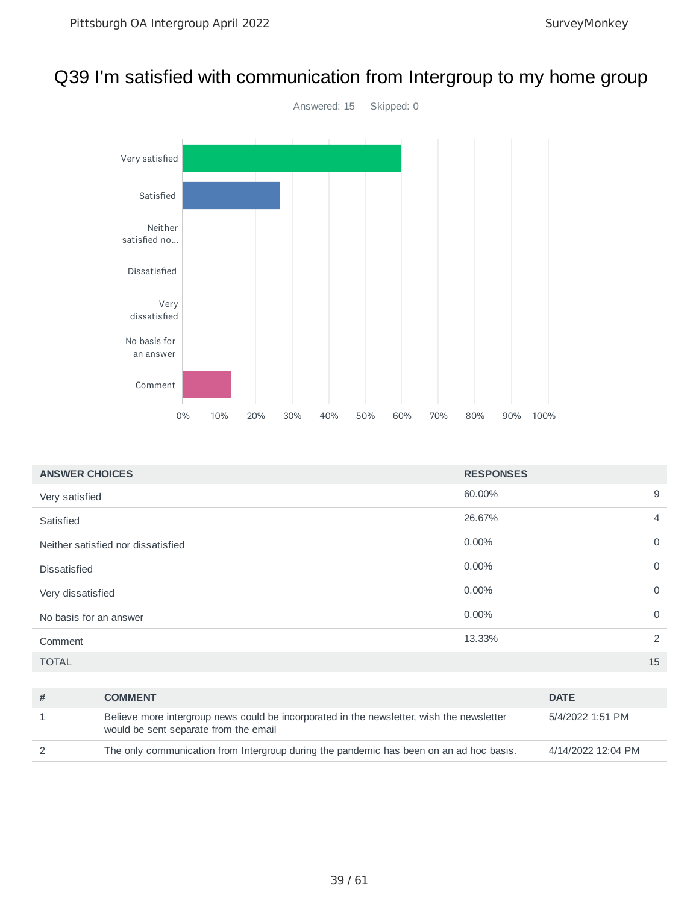# Q39 I'm satisfied with communication from Intergroup to my home group

Answered: 15 Skipped: 0

| ANSWER CHOICES | RESPONSES | |
|---|---|---|
| Very satisfied | 60.00% | 9 |
| Satisfied | 26.67% | 4 |
| Neither satisfied nor dissatisfied | 0.00% | 0 |
| Dissatisfied | 0.00% | 0 |
| Very dissatisfied | 0.00% | 0 |
| No basis for an answer | 0.00% | 0 |
| Comment | 13.33% | 2 |
| TOTAL | | 15 |

| # | COMMENT | DATE |
|---|---|---|
| 1 | Believe more intergroup news could be incorporated in the newsletter, wish the newsletter would be sent separate from the email | 5/4/2022 1:51 PM |
| 2 | The only communication from Intergroup during the pandemic has been on an ad hoc basis. | 4/14/2022 12:04 PM |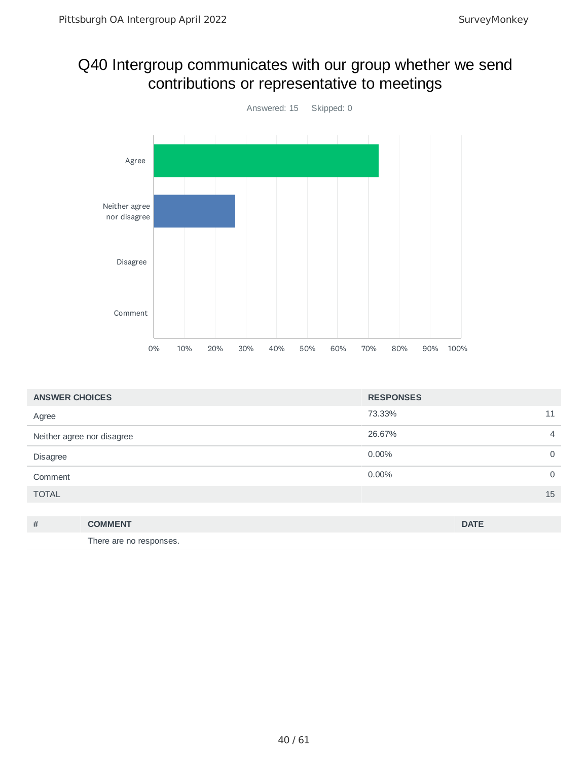# Q40 Intergroup communicates with our group whether we send contributions or representative to meetings

Answered: 15 Skipped: 0

| ANSWER CHOICES | RESPONSES | |
|---|---|---|
| Agree | 73.33% | 11 |
| Neither agree nor disagree | 26.67% | 4 |
| Disagree | 0.00% | 0 |
| Comment | 0.00% | 0 |
| TOTAL | | 15 |

| # | COMMENT | DATE |
|---|---|---|
| | There are no responses. | |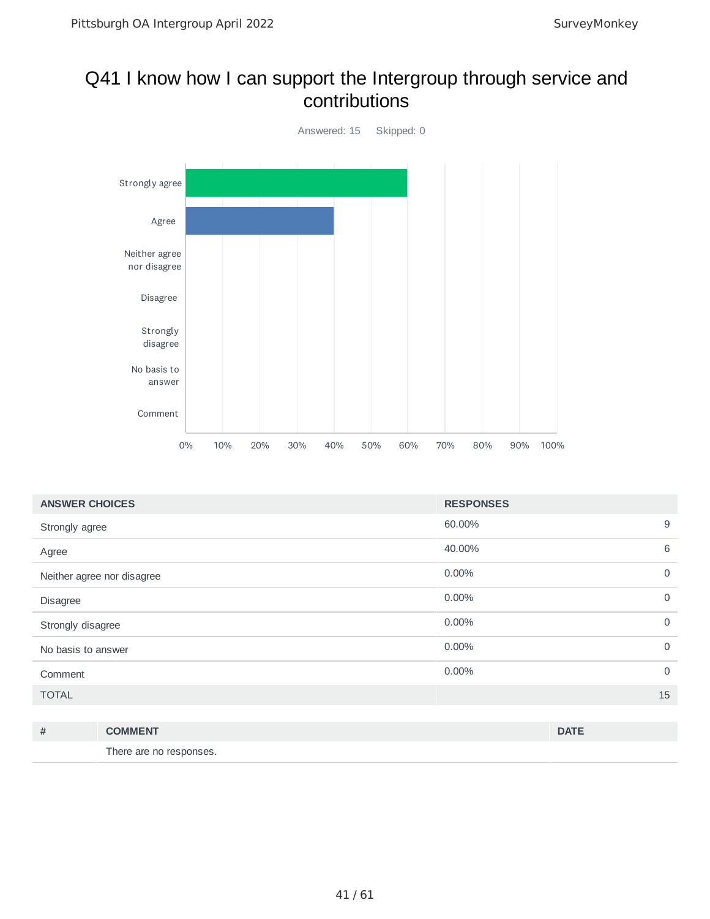# Q41 I know how I can support the Intergroup through service and contributions

Answered: 15    Skipped: 0

| ANSWER CHOICES | RESPONSES | |
|---|---|---|
| Strongly agree | 60.00% | 9 |
| Agree | 40.00% | 6 |
| Neither agree nor disagree | 0.00% | 0 |
| Disagree | 0.00% | 0 |
| Strongly disagree | 0.00% | 0 |
| No basis to answer | 0.00% | 0 |
| Comment | 0.00% | 0 |
| TOTAL | | 15 |

| # | COMMENT | DATE |
|---|---|---|
| | There are no responses. | |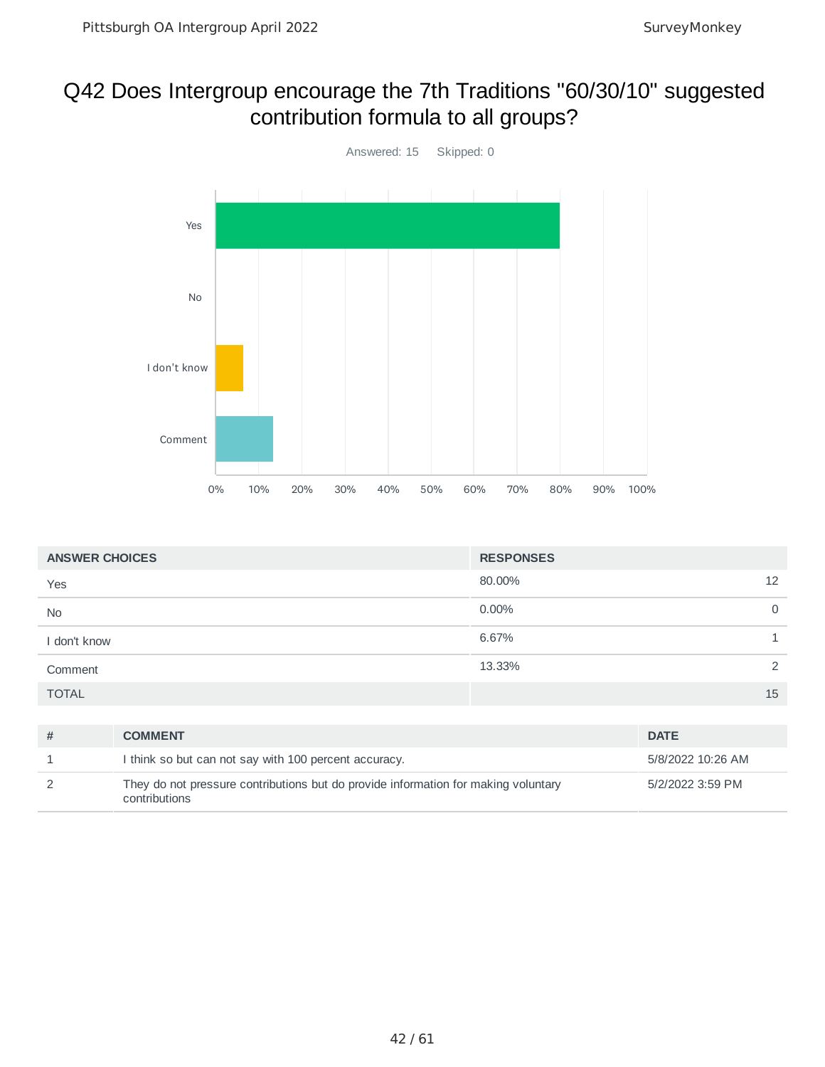# Q42 Does Intergroup encourage the 7th Traditions "60/30/10" suggested contribution formula to all groups?

Answered: 15 Skipped: 0

| ANSWER CHOICES | RESPONSES | |
|---|---|---|
| Yes | 80.00% | 12 |
| No | 0.00% | 0 |
| I don't know | 6.67% | 1 |
| Comment | 13.33% | 2 |
| TOTAL | | 15 |

| # | COMMENT | DATE |
|---|---|---|
| 1 | I think so but can not say with 100 percent accuracy. | 5/8/2022 10:26 AM |
| 2 | They do not pressure contributions but do provide information for making voluntary contributions | 5/2/2022 3:59 PM |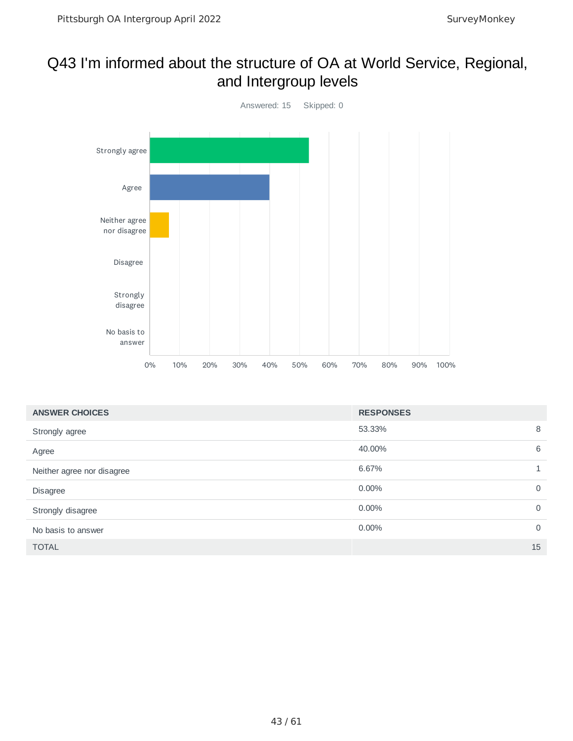# Q43 I'm informed about the structure of OA at World Service, Regional, and Intergroup levels

Answered: 15 Skipped: 0

| ANSWER CHOICES | RESPONSES | |
|---|---|---|
| Strongly agree | 53.33% | 8 |
| Agree | 40.00% | 6 |
| Neither agree nor disagree | 6.67% | 1 |
| Disagree | 0.00% | 0 |
| Strongly disagree | 0.00% | 0 |
| No basis to answer | 0.00% | 0 |
| TOTAL | | 15 |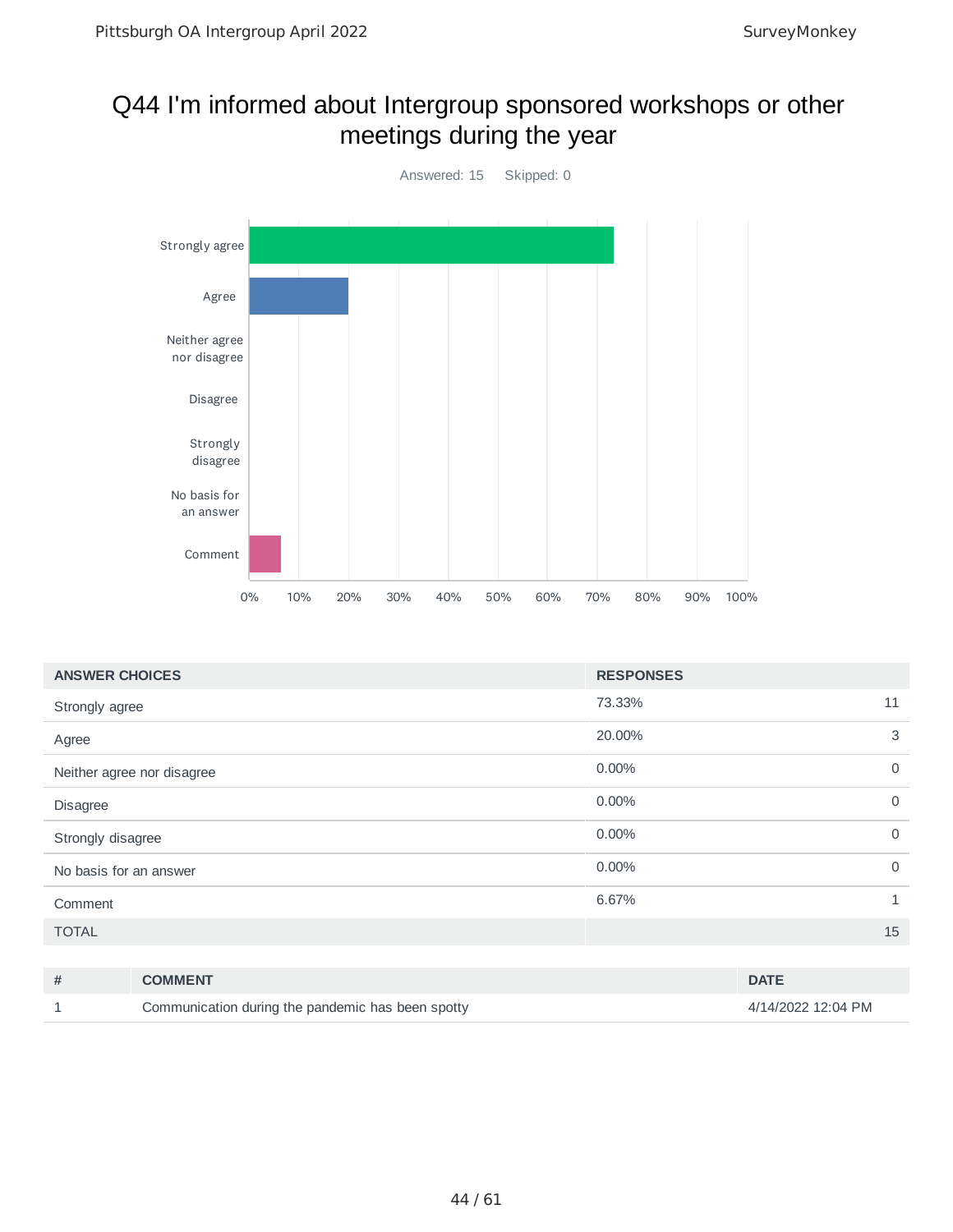# Q44 I'm informed about Intergroup sponsored workshops or other meetings during the year

Answered: 15 Skipped: 0

| ANSWER CHOICES | RESPONSES | |
|---|---|---|
| Strongly agree | 73.33% | 11 |
| Agree | 20.00% | 3 |
| Neither agree nor disagree | 0.00% | 0 |
| Disagree | 0.00% | 0 |
| Strongly disagree | 0.00% | 0 |
| No basis for an answer | 0.00% | 0 |
| Comment | 6.67% | 1 |
| TOTAL | | 15 |

| # | COMMENT | DATE |
|---|---|---|
| 1 | Communication during the pandemic has been spotty | 4/14/2022 12:04 PM |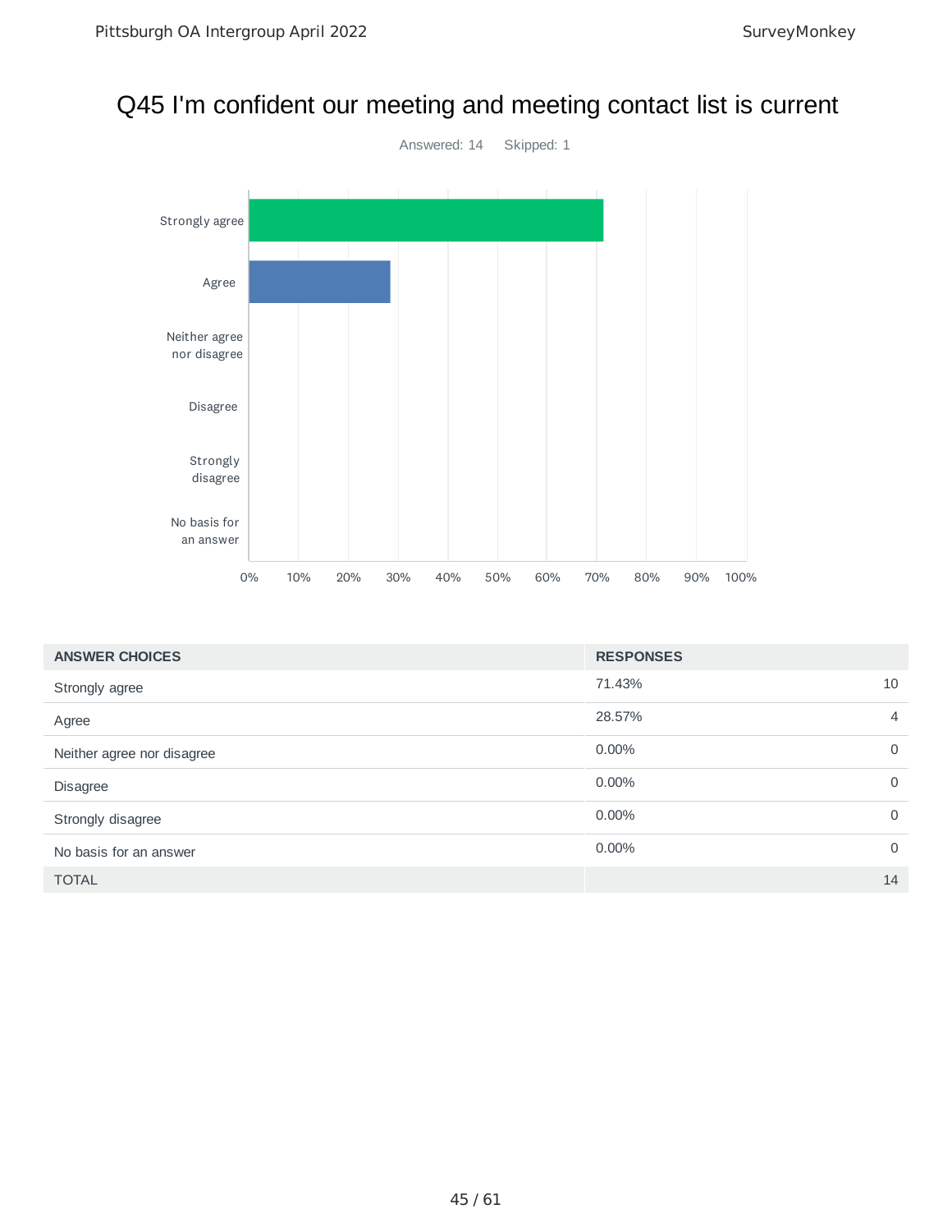# Q45 I'm confident our meeting and meeting contact list is current

Answered: 14 Skipped: 1

| ANSWER CHOICES | RESPONSES | |
|---|---|---|
| Strongly agree | 71.43% | 10 |
| Agree | 28.57% | 4 |
| Neither agree nor disagree | 0.00% | 0 |
| Disagree | 0.00% | 0 |
| Strongly disagree | 0.00% | 0 |
| No basis for an answer | 0.00% | 0 |
| TOTAL | | 14 |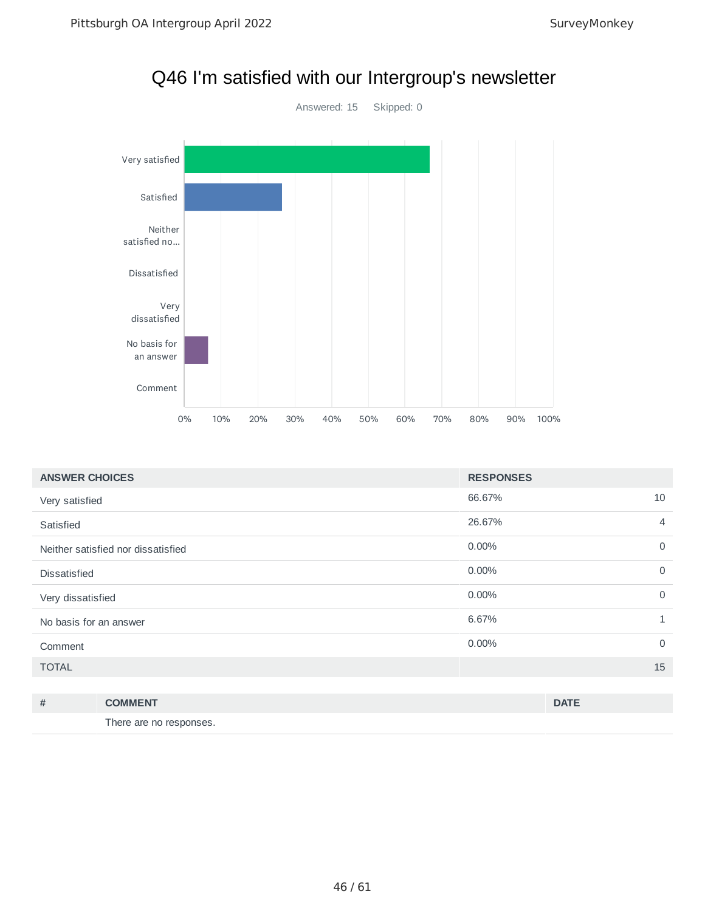# Q46 I'm satisfied with our Intergroup's newsletter

Answered: 15 Skipped: 0

| ANSWER CHOICES | RESPONSES | |
|---|---|---|
| Very satisfied | 66.67% | 10 |
| Satisfied | 26.67% | 4 |
| Neither satisfied nor dissatisfied | 0.00% | 0 |
| Dissatisfied | 0.00% | 0 |
| Very dissatisfied | 0.00% | 0 |
| No basis for an answer | 6.67% | 1 |
| Comment | 0.00% | 0 |
| TOTAL | | 15 |

| # | COMMENT | DATE |
|---|---|---|
| | There are no responses. | |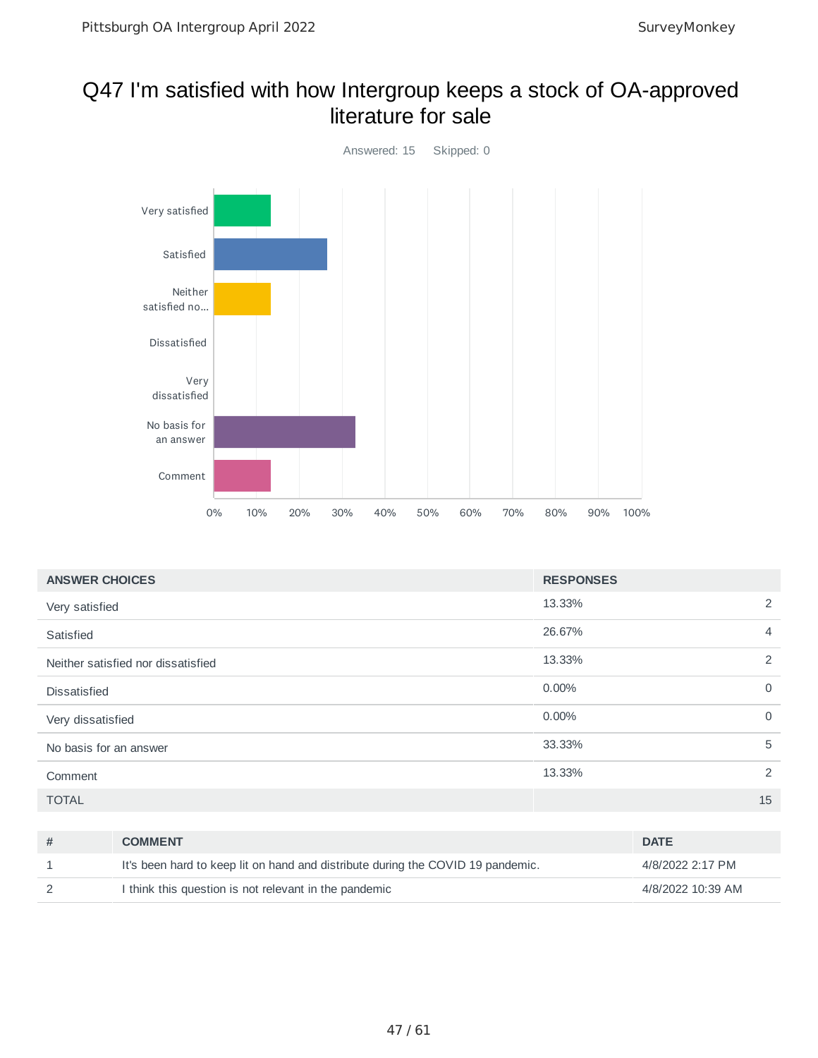# Q47 I'm satisfied with how Intergroup keeps a stock of OA-approved literature for sale

Answered: 15    Skipped: 0

| ANSWER CHOICES | RESPONSES | |
|---|---|---|
| Very satisfied | 13.33% | 2 |
| Satisfied | 26.67% | 4 |
| Neither satisfied nor dissatisfied | 13.33% | 2 |
| Dissatisfied | 0.00% | 0 |
| Very dissatisfied | 0.00% | 0 |
| No basis for an answer | 33.33% | 5 |
| Comment | 13.33% | 2 |
| TOTAL | | 15 |

| # | COMMENT | DATE |
|---|---|---|
| 1 | It's been hard to keep lit on hand and distribute during the COVID 19 pandemic. | 4/8/2022 2:17 PM |
| 2 | I think this question is not relevant in the pandemic | 4/8/2022 10:39 AM |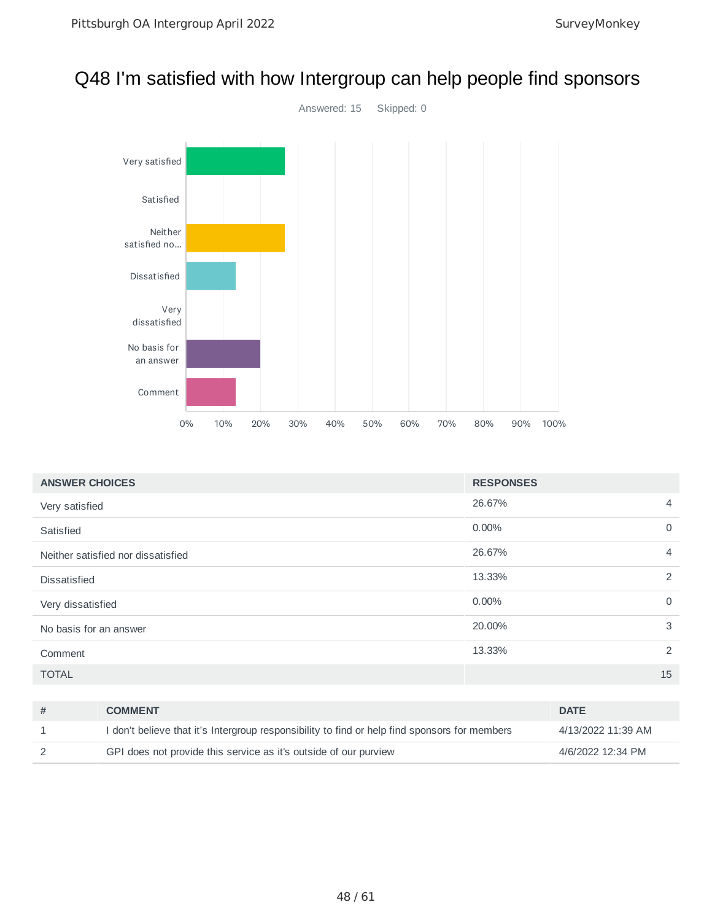# Q48 I'm satisfied with how Intergroup can help people find sponsors

Answered: 15    Skipped: 0

| ANSWER CHOICES | RESPONSES | |
|---|---|---|
| Very satisfied | 26.67% | 4 |
| Satisfied | 0.00% | 0 |
| Neither satisfied nor dissatisfied | 26.67% | 4 |
| Dissatisfied | 13.33% | 2 |
| Very dissatisfied | 0.00% | 0 |
| No basis for an answer | 20.00% | 3 |
| Comment | 13.33% | 2 |
| TOTAL | | 15 |

| # | COMMENT | DATE |
|---|---|---|
| 1 | I don't believe that it's Intergroup responsibility to find or help find sponsors for members | 4/13/2022 11:39 AM |
| 2 | GPI does not provide this service as it's outside of our purview | 4/6/2022 12:34 PM |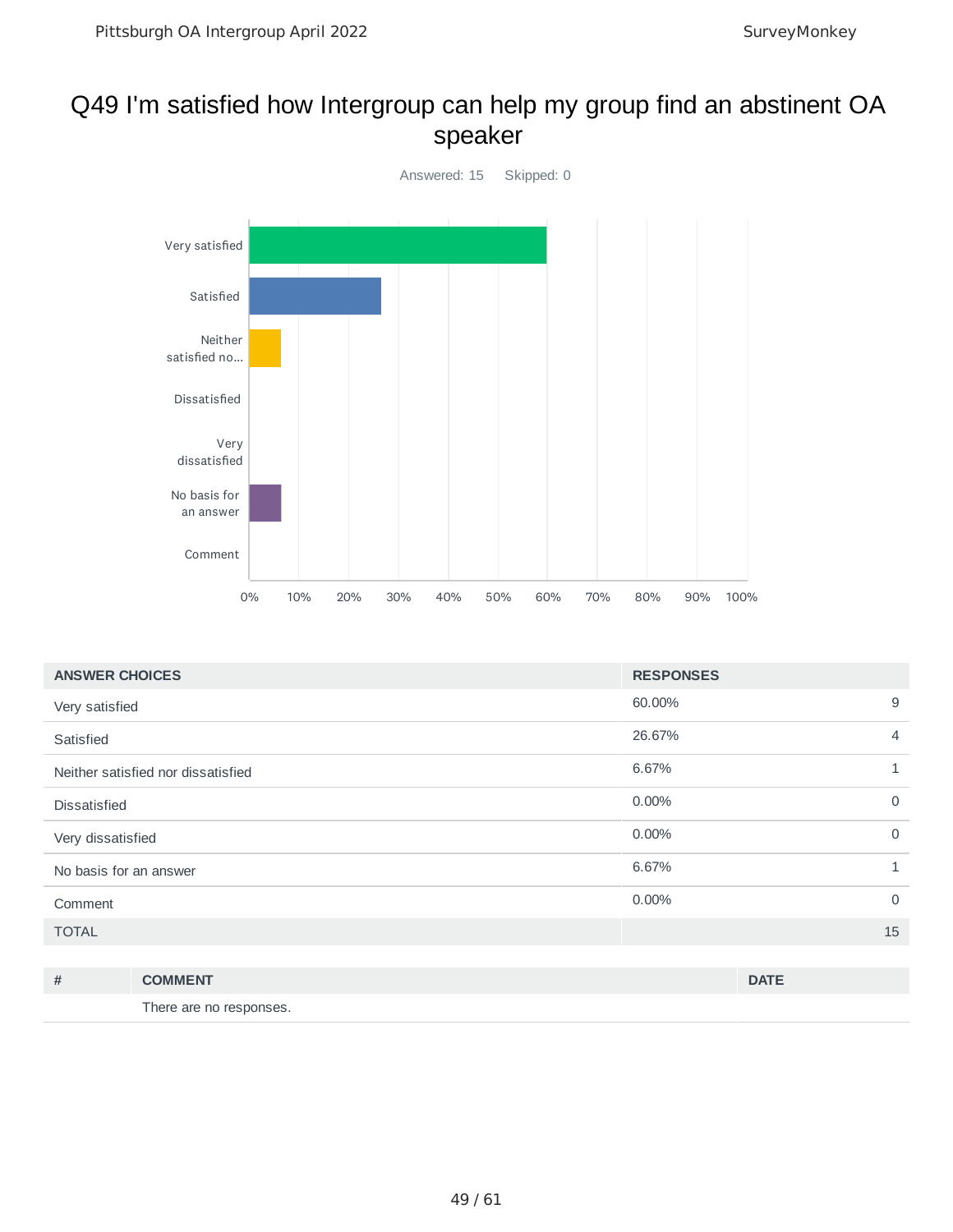# Q49 I'm satisfied how Intergroup can help my group find an abstinent OA speaker

Answered: 15 Skipped: 0

| ANSWER CHOICES | RESPONSES | |
| --- | --- | --- |
| Very satisfied | 60.00% | 9 |
| Satisfied | 26.67% | 4 |
| Neither satisfied nor dissatisfied | 6.67% | 1 |
| Dissatisfied | 0.00% | 0 |
| Very dissatisfied | 0.00% | 0 |
| No basis for an answer | 6.67% | 1 |
| Comment | 0.00% | 0 |
| TOTAL | | 15 |

| # | COMMENT | DATE |
| --- | --- | --- |
| | There are no responses. | |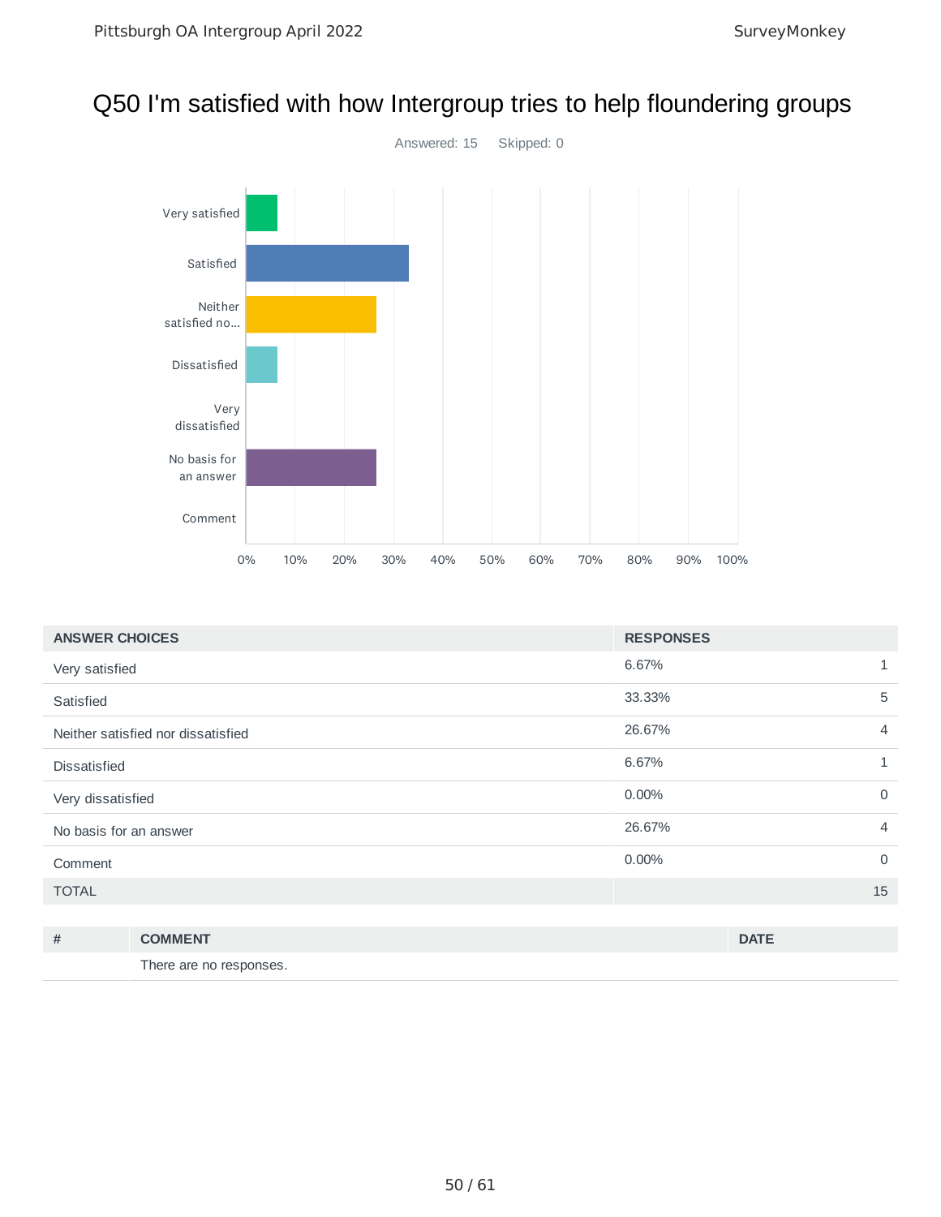# Q50 I'm satisfied with how Intergroup tries to help floundering groups

Answered: 15 Skipped: 0

| ANSWER CHOICES | RESPONSES | |
|---|---|---|
| Very satisfied | 6.67% | 1 |
| Satisfied | 33.33% | 5 |
| Neither satisfied nor dissatisfied | 26.67% | 4 |
| Dissatisfied | 6.67% | 1 |
| Very dissatisfied | 0.00% | 0 |
| No basis for an answer | 26.67% | 4 |
| Comment | 0.00% | 0 |
| TOTAL | | 15 |

| # | COMMENT | DATE |
|---|---|---|
| | There are no responses. | |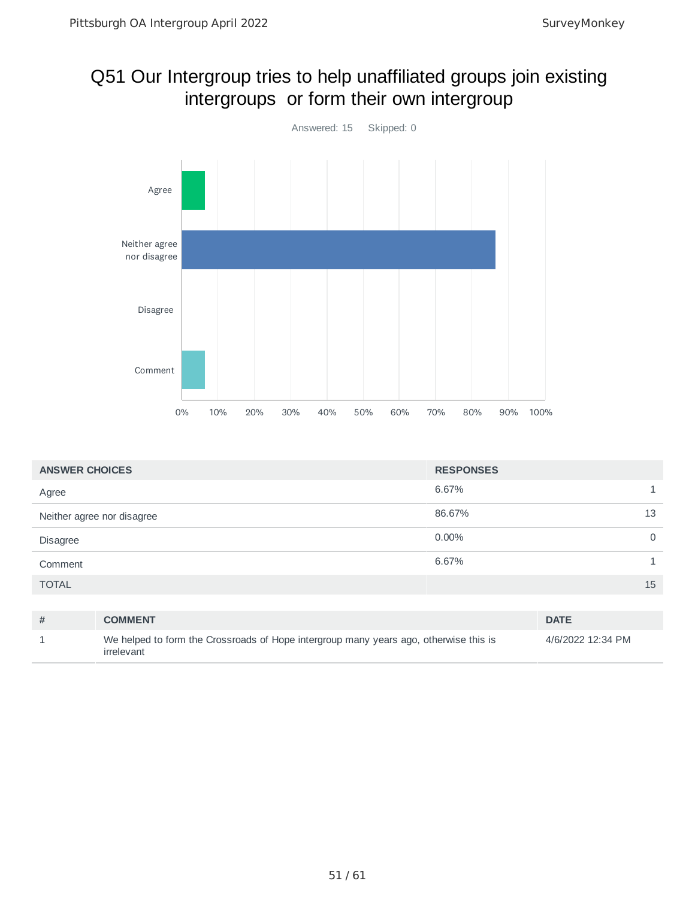# Q51 Our Intergroup tries to help unaffiliated groups join existing intergroups or form their own intergroup

Answered: 15 Skipped: 0

| ANSWER CHOICES | RESPONSES | |
|---|---|---|
| Agree | 6.67% | 1 |
| Neither agree nor disagree | 86.67% | 13 |
| Disagree | 0.00% | 0 |
| Comment | 6.67% | 1 |
| TOTAL | | 15 |

| # | COMMENT | DATE |
|---|---|---|
| 1 | We helped to form the Crossroads of Hope intergroup many years ago, otherwise this is irrelevant | 4/6/2022 12:34 PM |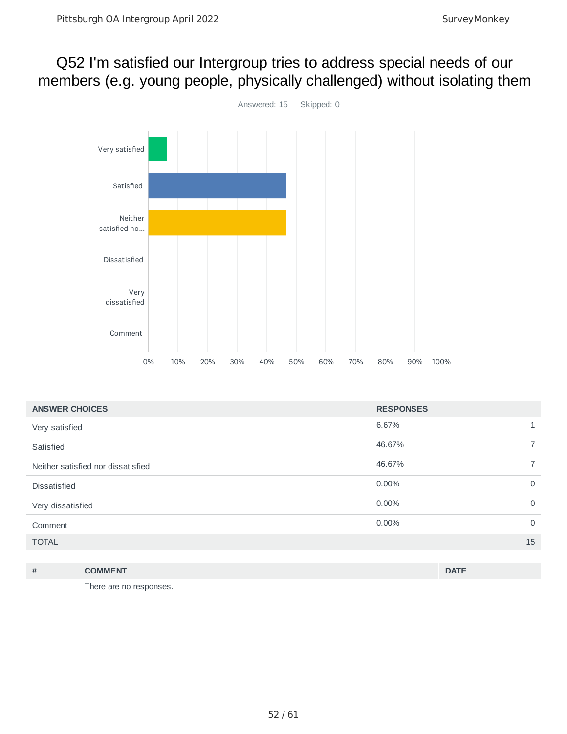# Q52 I'm satisfied our Intergroup tries to address special needs of our members (e.g. young people, physically challenged) without isolating them

Answered: 15 Skipped: 0

| ANSWER CHOICES | RESPONSES | |
|---|---|---|
| Very satisfied | 6.67% | 1 |
| Satisfied | 46.67% | 7 |
| Neither satisfied nor dissatisfied | 46.67% | 7 |
| Dissatisfied | 0.00% | 0 |
| Very dissatisfied | 0.00% | 0 |
| Comment | 0.00% | 0 |
| TOTAL | | 15 |

| # | COMMENT | DATE |
|---|---|---|
| | There are no responses. | |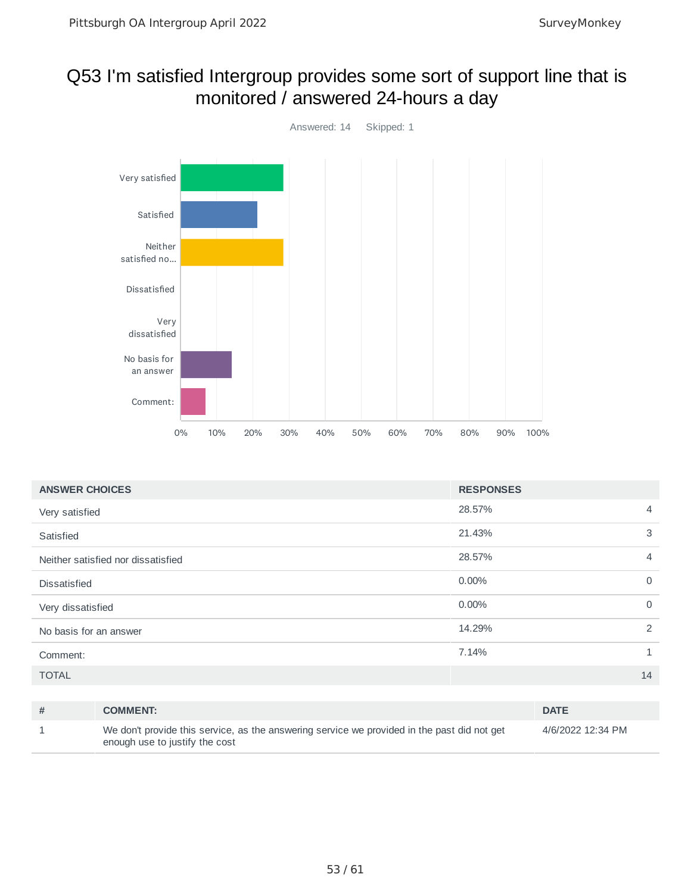# Q53 I'm satisfied Intergroup provides some sort of support line that is monitored / answered 24-hours a day

Answered: 14    Skipped: 1

| ANSWER CHOICES | RESPONSES | |
|---|---|---|
| Very satisfied | 28.57% | 4 |
| Satisfied | 21.43% | 3 |
| Neither satisfied nor dissatisfied | 28.57% | 4 |
| Dissatisfied | 0.00% | 0 |
| Very dissatisfied | 0.00% | 0 |
| No basis for an answer | 14.29% | 2 |
| Comment: | 7.14% | 1 |
| TOTAL | | 14 |

| # | COMMENT: | DATE |
|---|---|---|
| 1 | We don't provide this service, as the answering service we provided in the past did not get enough use to justify the cost | 4/6/2022 12:34 PM |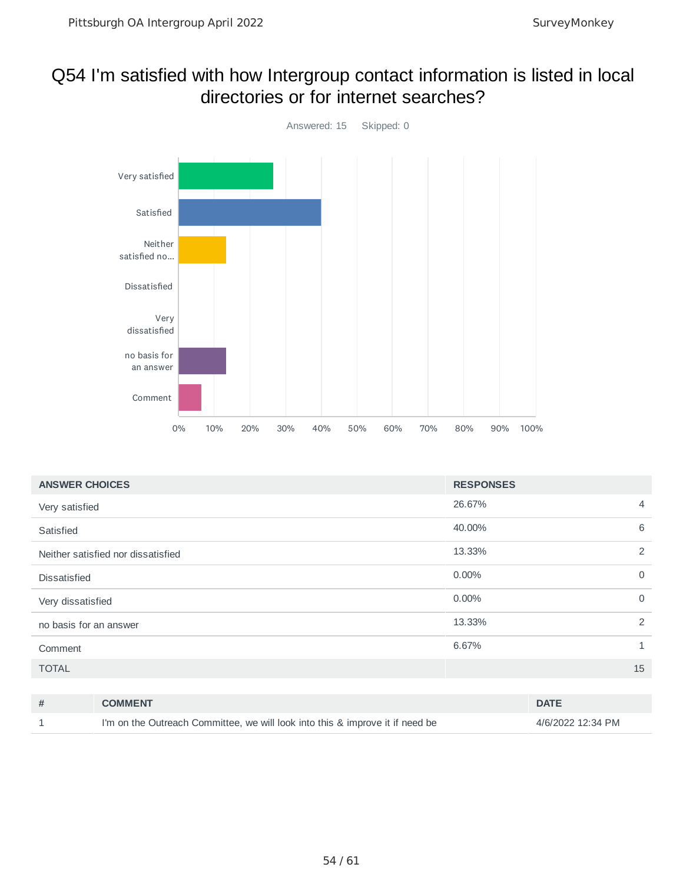# Q54 I'm satisfied with how Intergroup contact information is listed in local directories or for internet searches?

Answered: 15 Skipped: 0

| ANSWER CHOICES | RESPONSES | |
|---|---|---|
| Very satisfied | 26.67% | 4 |
| Satisfied | 40.00% | 6 |
| Neither satisfied nor dissatisfied | 13.33% | 2 |
| Dissatisfied | 0.00% | 0 |
| Very dissatisfied | 0.00% | 0 |
| no basis for an answer | 13.33% | 2 |
| Comment | 6.67% | 1 |
| TOTAL | | 15 |

| # | COMMENT | DATE |
|---|---|---|
| 1 | I'm on the Outreach Committee, we will look into this & improve it if need be | 4/6/2022 12:34 PM |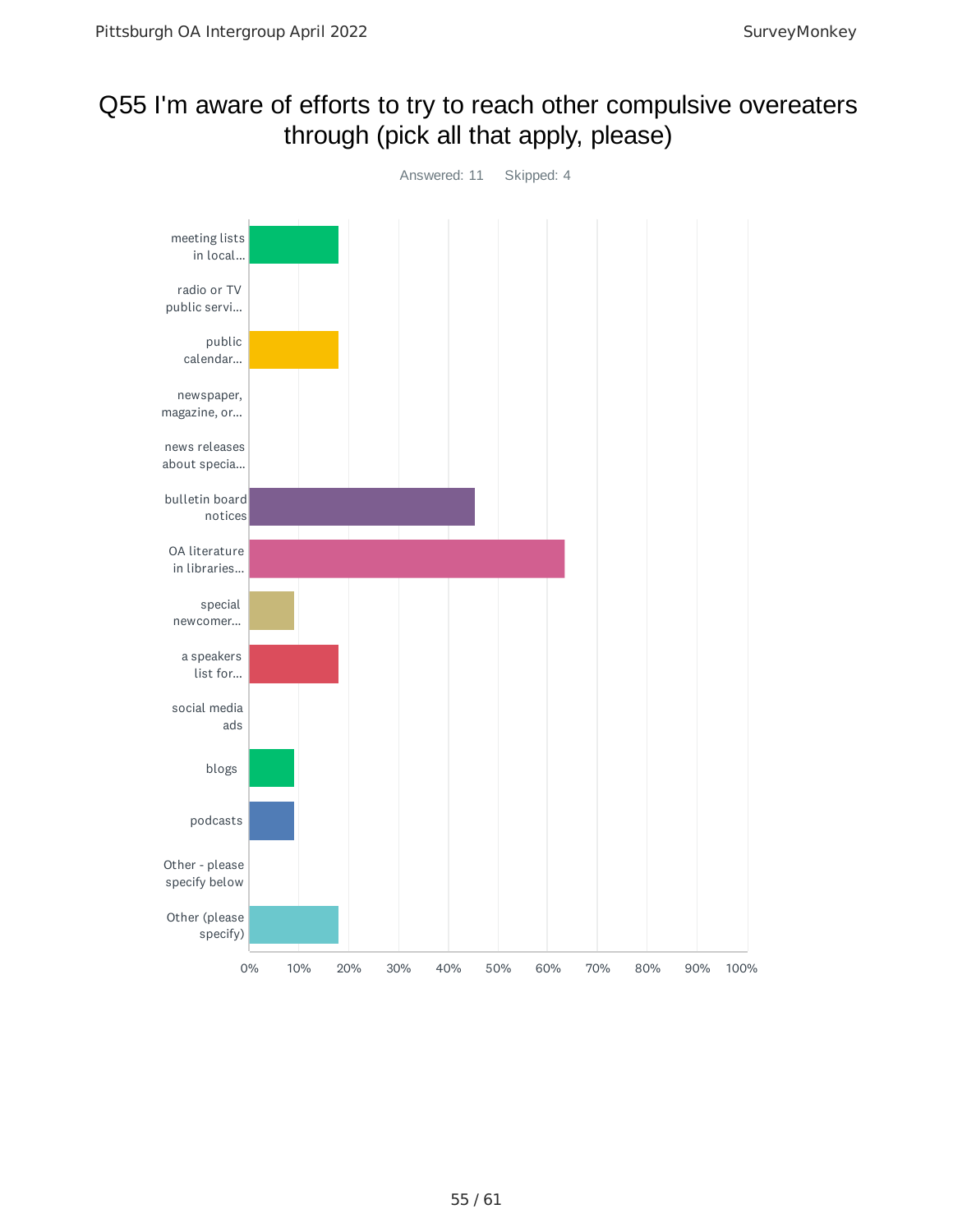# Q55 I'm aware of efforts to try to reach other compulsive overeaters through (pick all that apply, please)

Answered: 11 Skipped: 4

| Answer Choice | Approx. % |
|---|---|
| meeting lists in local... | 18% |
| radio or TV public servi... | 0% |
| public calendar... | 18% |
| newspaper, magazine, or... | 0% |
| news releases about specia... | 0% |
| bulletin board notices | 45% |
| OA literature in libraries... | 64% |
| special newcomer... | 9% |
| a speakers list for... | 18% |
| social media ads | 0% |
| blogs | 9% |
| podcasts | 9% |
| Other - please specify below | 0% |
| Other (please specify) | 18% |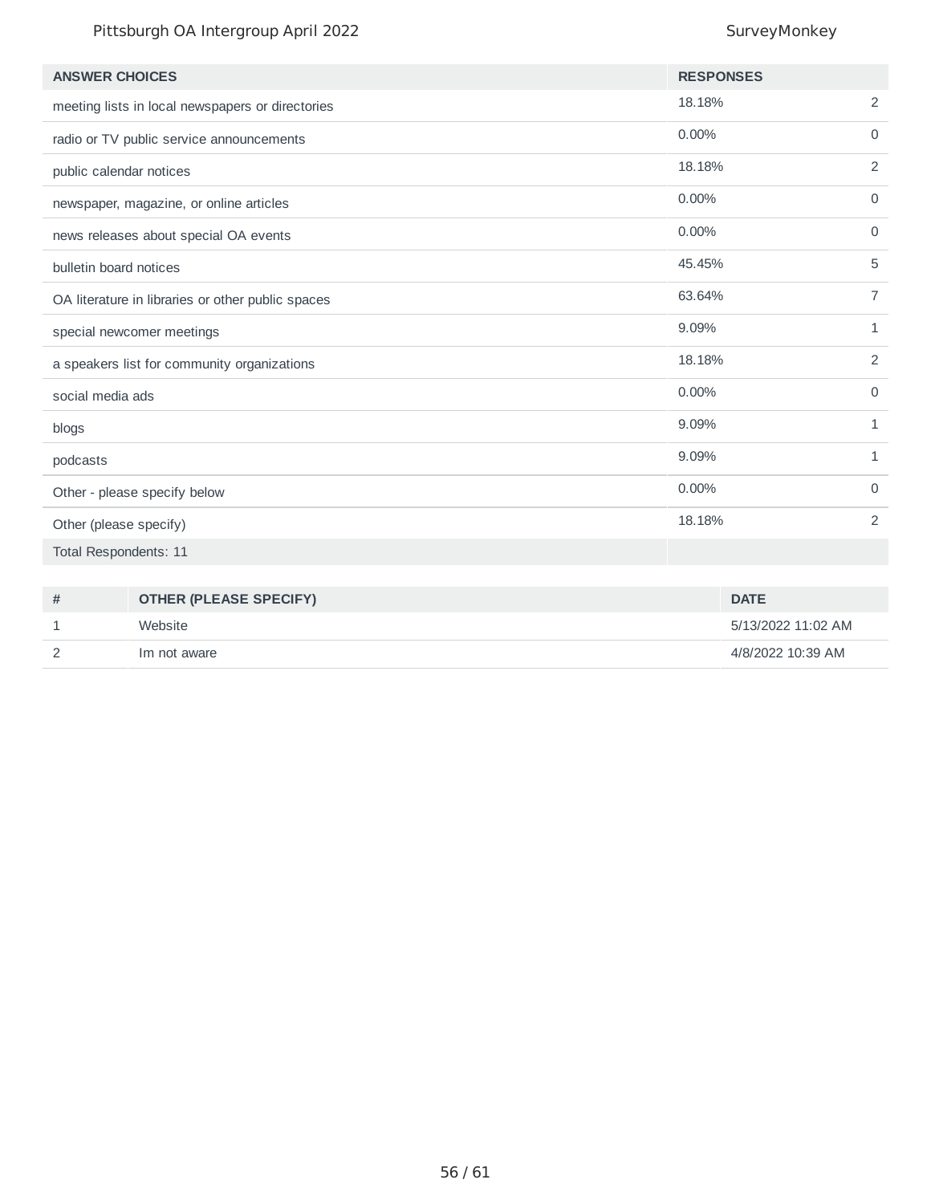| ANSWER CHOICES | RESPONSES | |
|---|---|---|
| meeting lists in local newspapers or directories | 18.18% | 2 |
| radio or TV public service announcements | 0.00% | 0 |
| public calendar notices | 18.18% | 2 |
| newspaper, magazine, or online articles | 0.00% | 0 |
| news releases about special OA events | 0.00% | 0 |
| bulletin board notices | 45.45% | 5 |
| OA literature in libraries or other public spaces | 63.64% | 7 |
| special newcomer meetings | 9.09% | 1 |
| a speakers list for community organizations | 18.18% | 2 |
| social media ads | 0.00% | 0 |
| blogs | 9.09% | 1 |
| podcasts | 9.09% | 1 |
| Other - please specify below | 0.00% | 0 |
| Other (please specify) | 18.18% | 2 |
| Total Respondents: 11 | | |

| # | OTHER (PLEASE SPECIFY) | DATE |
|---|---|---|
| 1 | Website | 5/13/2022 11:02 AM |
| 2 | Im not aware | 4/8/2022 10:39 AM |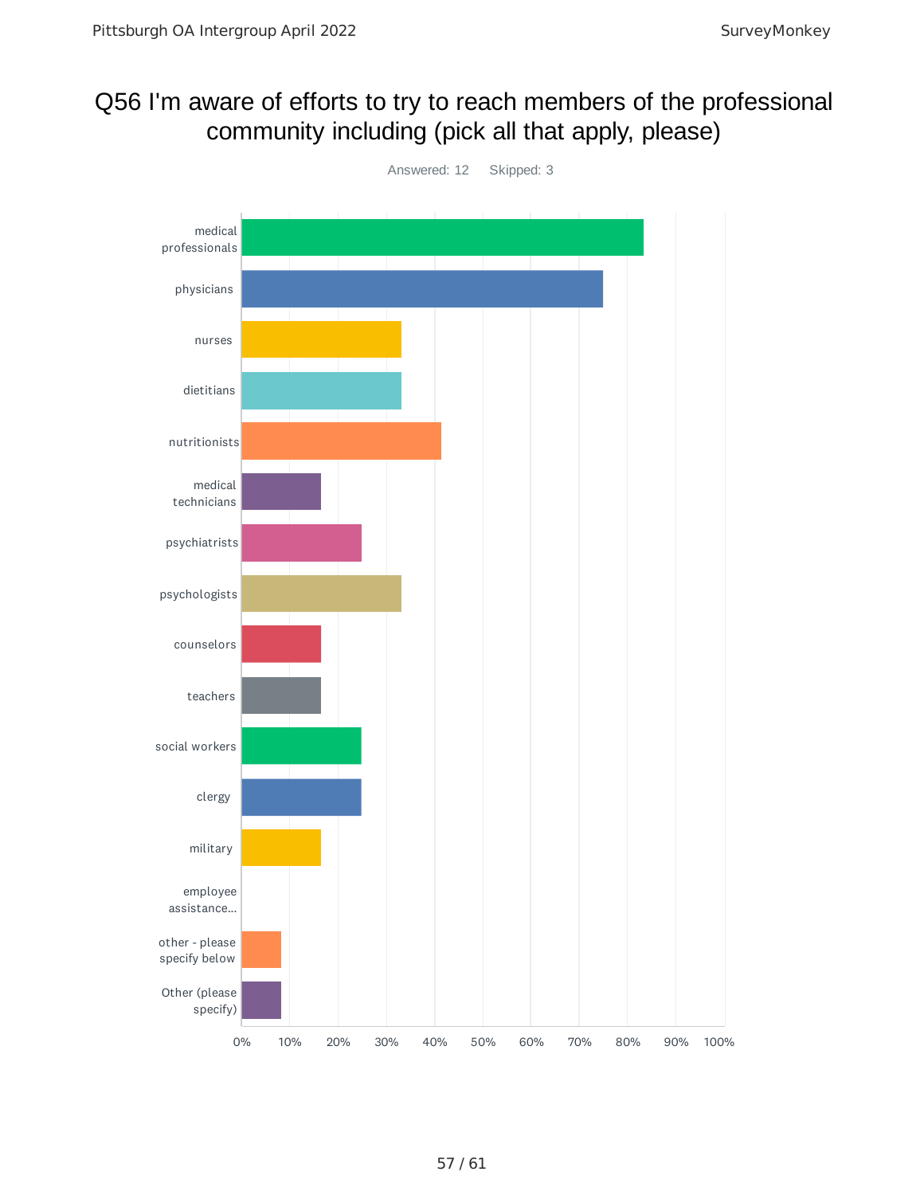# Q56 I'm aware of efforts to try to reach members of the professional community including (pick all that apply, please)

Answered: 12 Skipped: 3

- medical professionals
- physicians
- nurses
- dietitians
- nutritionists
- medical technicians
- psychiatrists
- psychologists
- counselors
- teachers
- social workers
- clergy
- military
- employee assistance...
- other - please specify below
- Other (please specify)

0% 10% 20% 30% 40% 50% 60% 70% 80% 90% 100%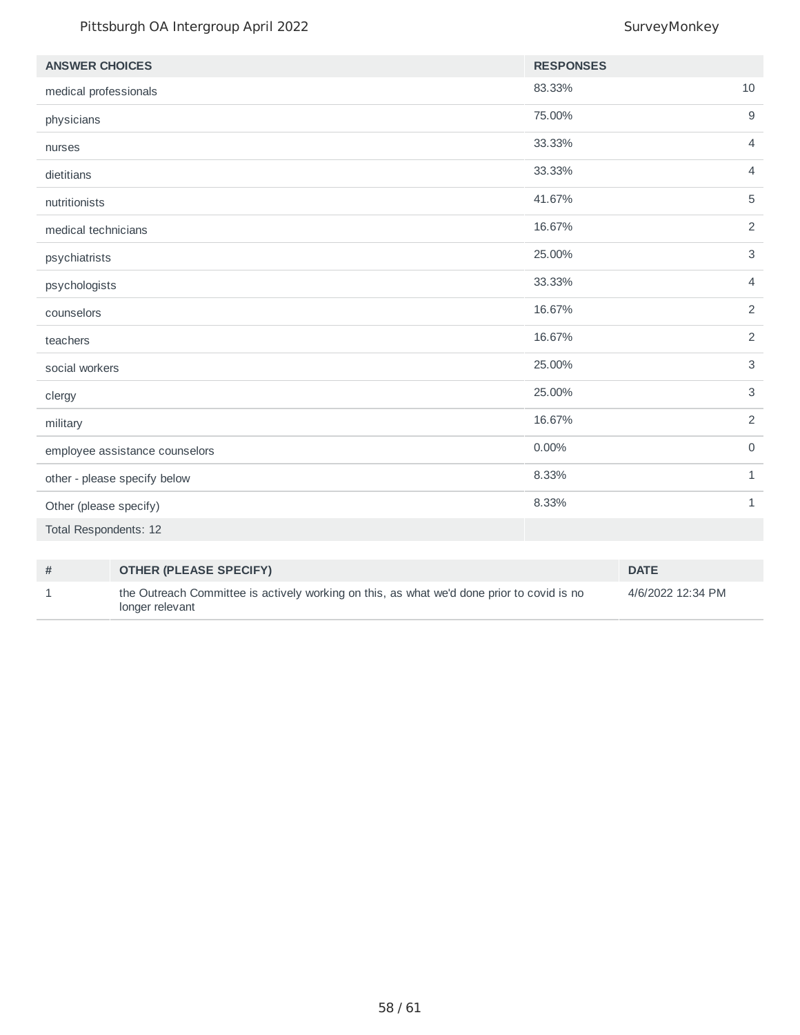| ANSWER CHOICES | RESPONSES | |
|---|---|---|
| medical professionals | 83.33% | 10 |
| physicians | 75.00% | 9 |
| nurses | 33.33% | 4 |
| dietitians | 33.33% | 4 |
| nutritionists | 41.67% | 5 |
| medical technicians | 16.67% | 2 |
| psychiatrists | 25.00% | 3 |
| psychologists | 33.33% | 4 |
| counselors | 16.67% | 2 |
| teachers | 16.67% | 2 |
| social workers | 25.00% | 3 |
| clergy | 25.00% | 3 |
| military | 16.67% | 2 |
| employee assistance counselors | 0.00% | 0 |
| other - please specify below | 8.33% | 1 |
| Other (please specify) | 8.33% | 1 |
| Total Respondents: 12 | | |

| # | OTHER (PLEASE SPECIFY) | DATE |
|---|---|---|
| 1 | the Outreach Committee is actively working on this, as what we'd done prior to covid is no longer relevant | 4/6/2022 12:34 PM |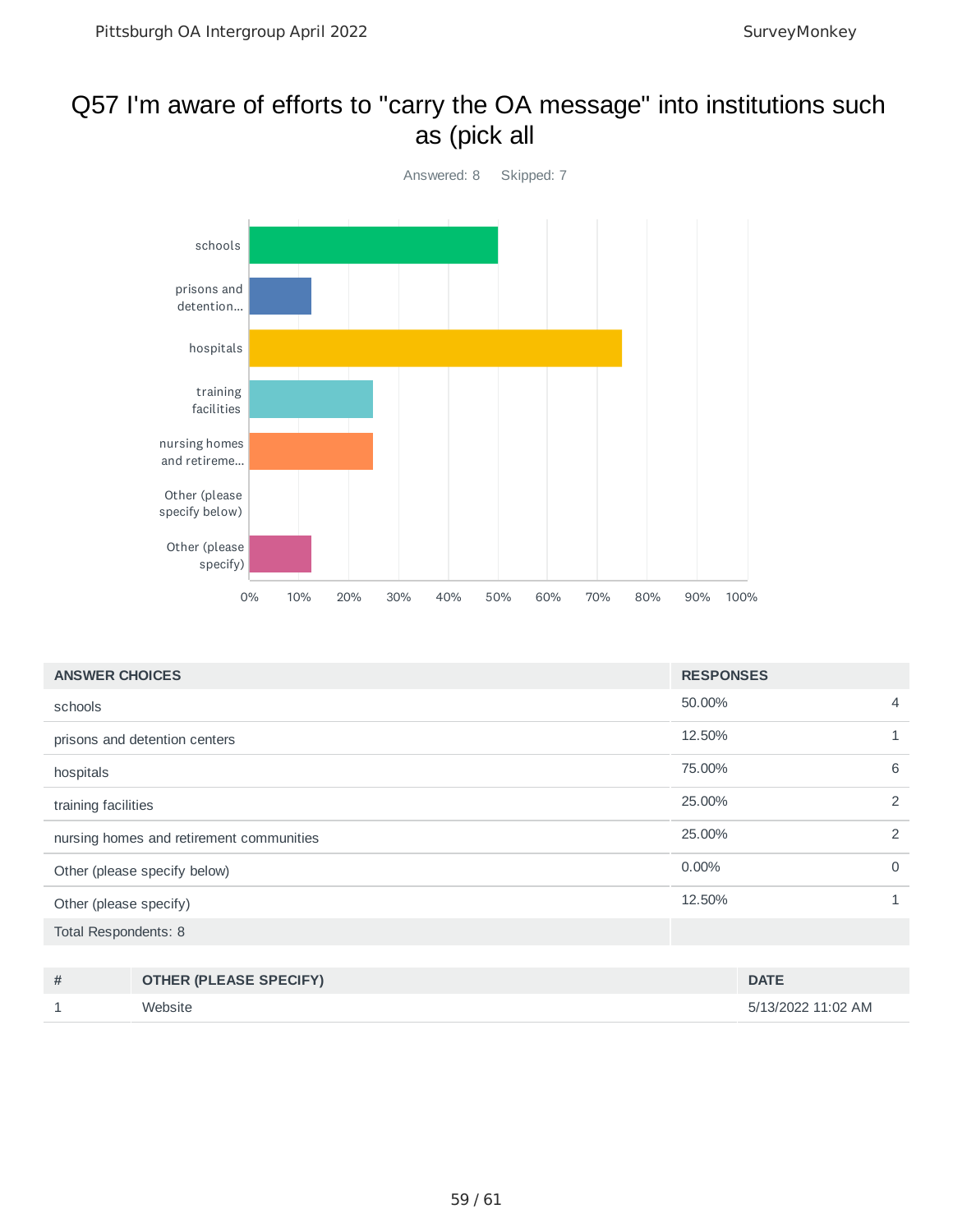# Q57 I'm aware of efforts to "carry the OA message" into institutions such as (pick all

Answered: 8    Skipped: 7

| ANSWER CHOICES | RESPONSES | |
|---|---|---|
| schools | 50.00% | 4 |
| prisons and detention centers | 12.50% | 1 |
| hospitals | 75.00% | 6 |
| training facilities | 25.00% | 2 |
| nursing homes and retirement communities | 25.00% | 2 |
| Other (please specify below) | 0.00% | 0 |
| Other (please specify) | 12.50% | 1 |
| Total Respondents: 8 | | |

| # | OTHER (PLEASE SPECIFY) | DATE |
|---|---|---|
| 1 | Website | 5/13/2022 11:02 AM |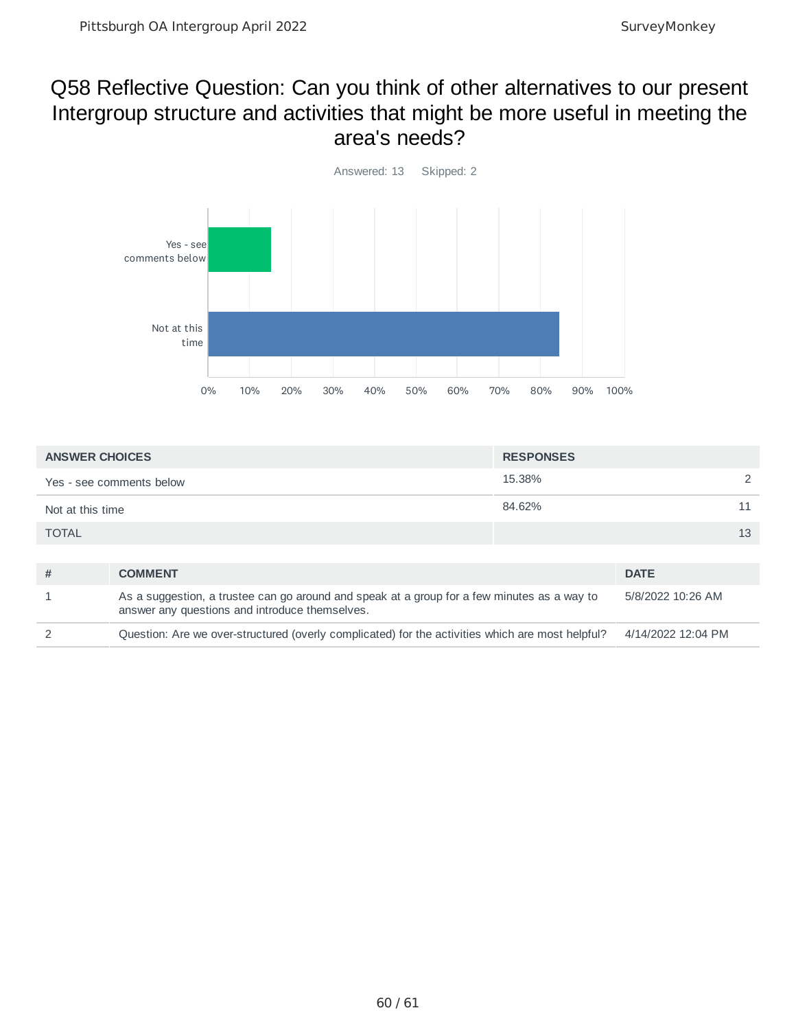# Q58 Reflective Question: Can you think of other alternatives to our present Intergroup structure and activities that might be more useful in meeting the area's needs?

Answered: 13 Skipped: 2

| ANSWER CHOICES | RESPONSES | |
|---|---|---|
| Yes - see comments below | 15.38% | 2 |
| Not at this time | 84.62% | 11 |
| TOTAL | | 13 |

| # | COMMENT | DATE |
|---|---|---|
| 1 | As a suggestion, a trustee can go around and speak at a group for a few minutes as a way to answer any questions and introduce themselves. | 5/8/2022 10:26 AM |
| 2 | Question: Are we over-structured (overly complicated) for the activities which are most helpful? | 4/14/2022 12:04 PM |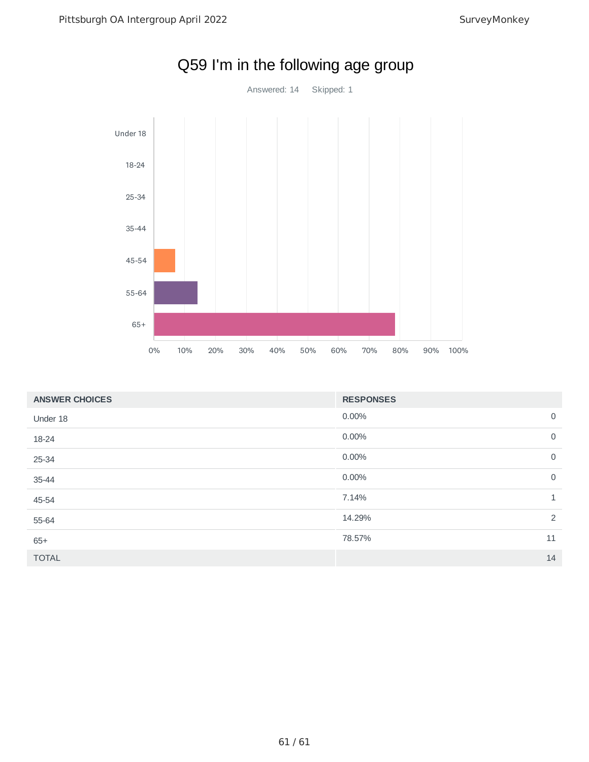# Q59 I'm in the following age group

Answered: 14 Skipped: 1

Under 18
18-24
25-34
35-44
45-54
55-64
65+

0% 10% 20% 30% 40% 50% 60% 70% 80% 90% 100%

| ANSWER CHOICES | RESPONSES | |
|---|---|---|
| Under 18 | 0.00% | 0 |
| 18-24 | 0.00% | 0 |
| 25-34 | 0.00% | 0 |
| 35-44 | 0.00% | 0 |
| 45-54 | 7.14% | 1 |
| 55-64 | 14.29% | 2 |
| 65+ | 78.57% | 11 |
| TOTAL | | 14 |